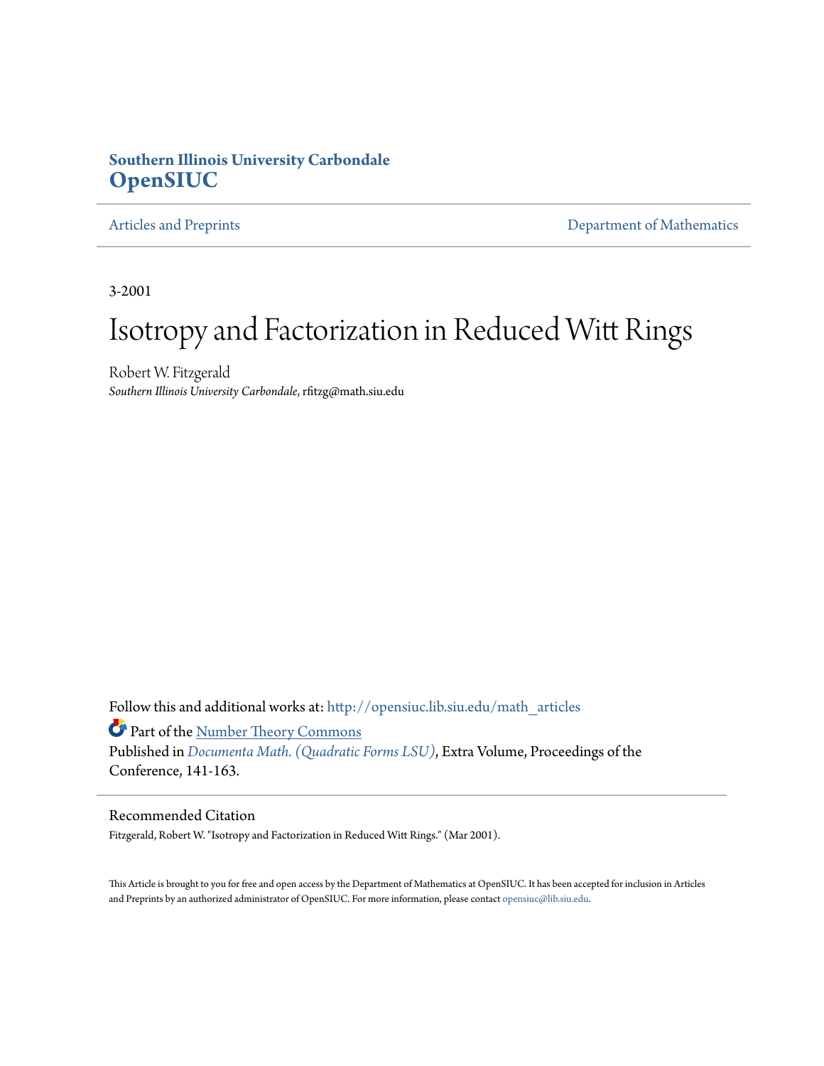**Southern Illinois University Carbondale**
**OpenSIUC**

Articles and Preprints | Department of Mathematics

3-2001

# Isotropy and Factorization in Reduced Witt Rings

Robert W. Fitzgerald
*Southern Illinois University Carbondale*, rfitzg@math.siu.edu

Follow this and additional works at: http://opensiuc.lib.siu.edu/math_articles

Part of the Number Theory Commons

Published in *Documenta Math. (Quadratic Forms LSU)*, Extra Volume, Proceedings of the Conference, 141-163.

## Recommended Citation

Fitzgerald, Robert W. "Isotropy and Factorization in Reduced Witt Rings." (Mar 2001).

This Article is brought to you for free and open access by the Department of Mathematics at OpenSIUC. It has been accepted for inclusion in Articles and Preprints by an authorized administrator of OpenSIUC. For more information, please contact opensiuc@lib.siu.edu.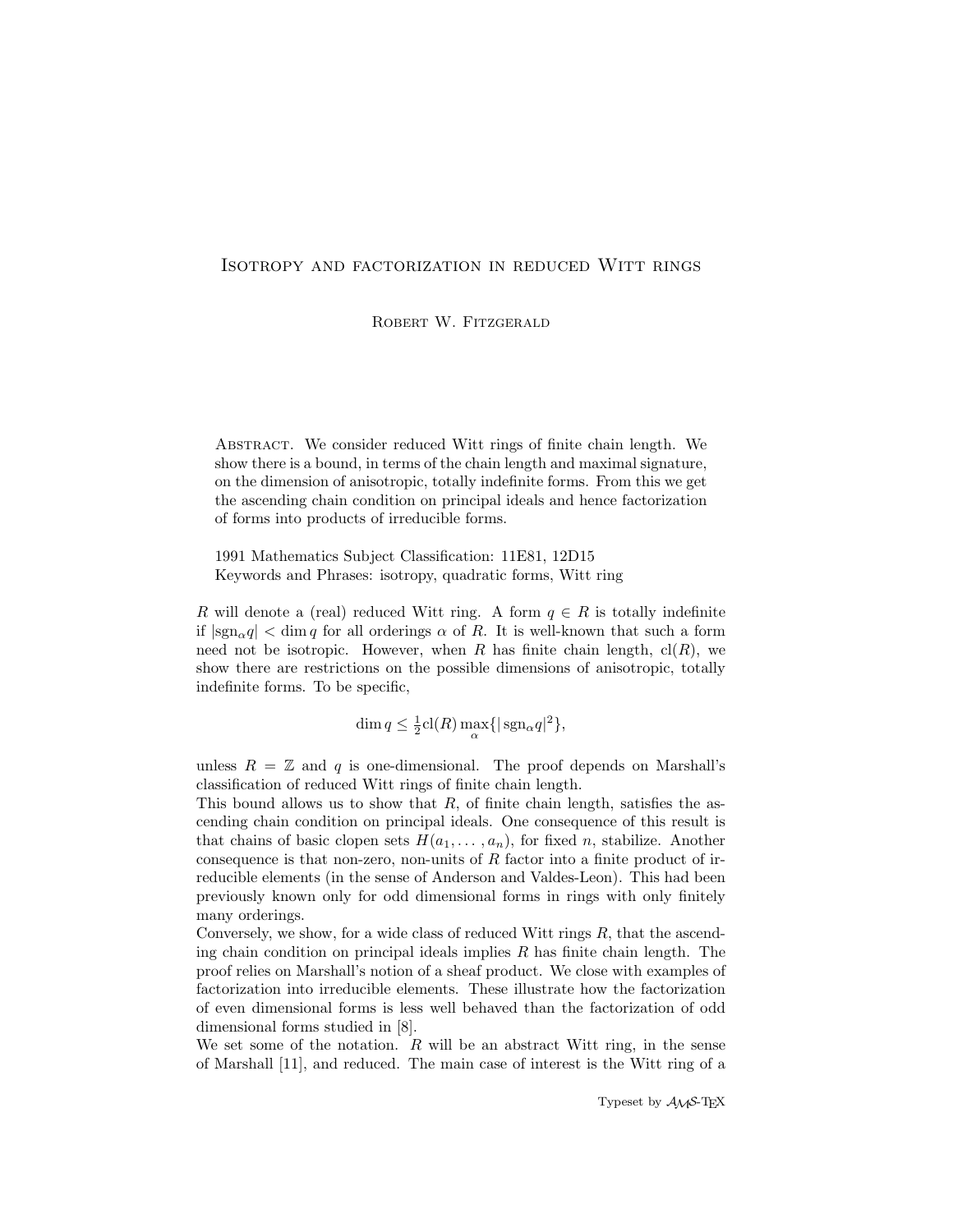# Isotropy and factorization in reduced Witt rings

Robert W. Fitzgerald

Abstract. We consider reduced Witt rings of finite chain length. We show there is a bound, in terms of the chain length and maximal signature, on the dimension of anisotropic, totally indefinite forms. From this we get the ascending chain condition on principal ideals and hence factorization of forms into products of irreducible forms.

1991 Mathematics Subject Classification: 11E81, 12D15
Keywords and Phrases: isotropy, quadratic forms, Witt ring

$R$ will denote a (real) reduced Witt ring. A form $q \in R$ is totally indefinite if $|\text{sgn}_\alpha q| < \dim q$ for all orderings $\alpha$ of $R$. It is well-known that such a form need not be isotropic. However, when $R$ has finite chain length, $\text{cl}(R)$, we show there are restrictions on the possible dimensions of anisotropic, totally indefinite forms. To be specific,

$$\dim q \leq \tfrac{1}{2}\text{cl}(R) \max_\alpha \{|\,\text{sgn}_\alpha q|^2\},$$

unless $R = \mathbb{Z}$ and $q$ is one-dimensional. The proof depends on Marshall's classification of reduced Witt rings of finite chain length.

This bound allows us to show that $R$, of finite chain length, satisfies the ascending chain condition on principal ideals. One consequence of this result is that chains of basic clopen sets $H(a_1, \ldots, a_n)$, for fixed $n$, stabilize. Another consequence is that non-zero, non-units of $R$ factor into a finite product of irreducible elements (in the sense of Anderson and Valdes-Leon). This had been previously known only for odd dimensional forms in rings with only finitely many orderings.

Conversely, we show, for a wide class of reduced Witt rings $R$, that the ascending chain condition on principal ideals implies $R$ has finite chain length. The proof relies on Marshall's notion of a sheaf product. We close with examples of factorization into irreducible elements. These illustrate how the factorization of even dimensional forms is less well behaved than the factorization of odd dimensional forms studied in [8].

We set some of the notation. $R$ will be an abstract Witt ring, in the sense of Marshall [11], and reduced. The main case of interest is the Witt ring of a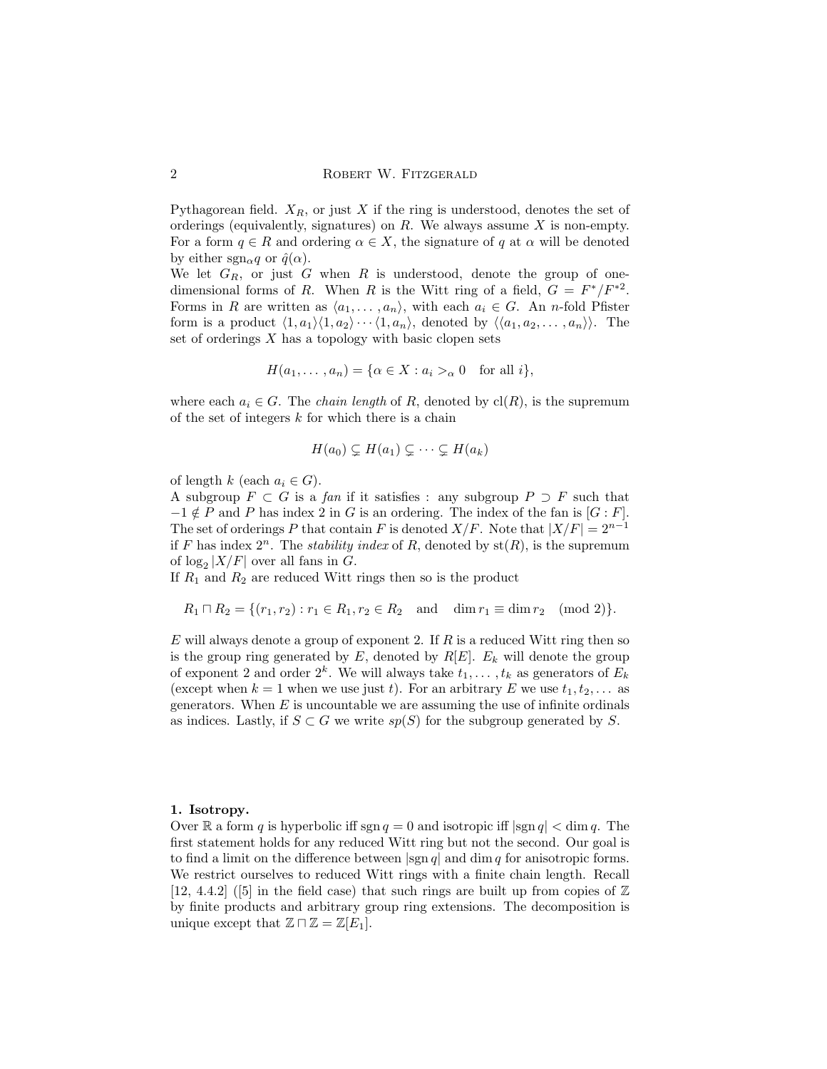Pythagorean field. $X_R$, or just $X$ if the ring is understood, denotes the set of orderings (equivalently, signatures) on $R$. We always assume $X$ is non-empty. For a form $q \in R$ and ordering $\alpha \in X$, the signature of $q$ at $\alpha$ will be denoted by either $\mathrm{sgn}_\alpha q$ or $\hat{q}(\alpha)$.

We let $G_R$, or just $G$ when $R$ is understood, denote the group of one-dimensional forms of $R$. When $R$ is the Witt ring of a field, $G = F^*/F^{*2}$. Forms in $R$ are written as $\langle a_1, \ldots, a_n \rangle$, with each $a_i \in G$. An $n$-fold Pfister form is a product $\langle 1, a_1 \rangle \langle 1, a_2 \rangle \cdots \langle 1, a_n \rangle$, denoted by $\langle\langle a_1, a_2, \ldots, a_n \rangle\rangle$. The set of orderings $X$ has a topology with basic clopen sets

$$H(a_1, \ldots, a_n) = \{\alpha \in X : a_i >_\alpha 0 \quad \text{for all } i\},$$

where each $a_i \in G$. The *chain length* of $R$, denoted by $\mathrm{cl}(R)$, is the supremum of the set of integers $k$ for which there is a chain

$$H(a_0) \subsetneq H(a_1) \subsetneq \cdots \subsetneq H(a_k)$$

of length $k$ (each $a_i \in G$).

A subgroup $F \subset G$ is a *fan* if it satisfies : any subgroup $P \supset F$ such that $-1 \notin P$ and $P$ has index 2 in $G$ is an ordering. The index of the fan is $[G : F]$. The set of orderings $P$ that contain $F$ is denoted $X/F$. Note that $|X/F| = 2^{n-1}$ if $F$ has index $2^n$. The *stability index* of $R$, denoted by $\mathrm{st}(R)$, is the supremum of $\log_2 |X/F|$ over all fans in $G$.

If $R_1$ and $R_2$ are reduced Witt rings then so is the product

$$R_1 \sqcap R_2 = \{(r_1, r_2) : r_1 \in R_1, r_2 \in R_2 \quad \text{and} \quad \dim r_1 \equiv \dim r_2 \pmod 2\}.$$

$E$ will always denote a group of exponent 2. If $R$ is a reduced Witt ring then so is the group ring generated by $E$, denoted by $R[E]$. $E_k$ will denote the group of exponent 2 and order $2^k$. We will always take $t_1, \ldots, t_k$ as generators of $E_k$ (except when $k = 1$ when we use just $t$). For an arbitrary $E$ we use $t_1, t_2, \ldots$ as generators. When $E$ is uncountable we are assuming the use of infinite ordinals as indices. Lastly, if $S \subset G$ we write $sp(S)$ for the subgroup generated by $S$.

## 1. Isotropy.

Over $\mathbb{R}$ a form $q$ is hyperbolic iff $\mathrm{sgn}\, q = 0$ and isotropic iff $|\mathrm{sgn}\, q| < \dim q$. The first statement holds for any reduced Witt ring but not the second. Our goal is to find a limit on the difference between $|\mathrm{sgn}\, q|$ and $\dim q$ for anisotropic forms. We restrict ourselves to reduced Witt rings with a finite chain length. Recall [12, 4.4.2] ([5] in the field case) that such rings are built up from copies of $\mathbb{Z}$ by finite products and arbitrary group ring extensions. The decomposition is unique except that $\mathbb{Z} \sqcap \mathbb{Z} = \mathbb{Z}[E_1]$.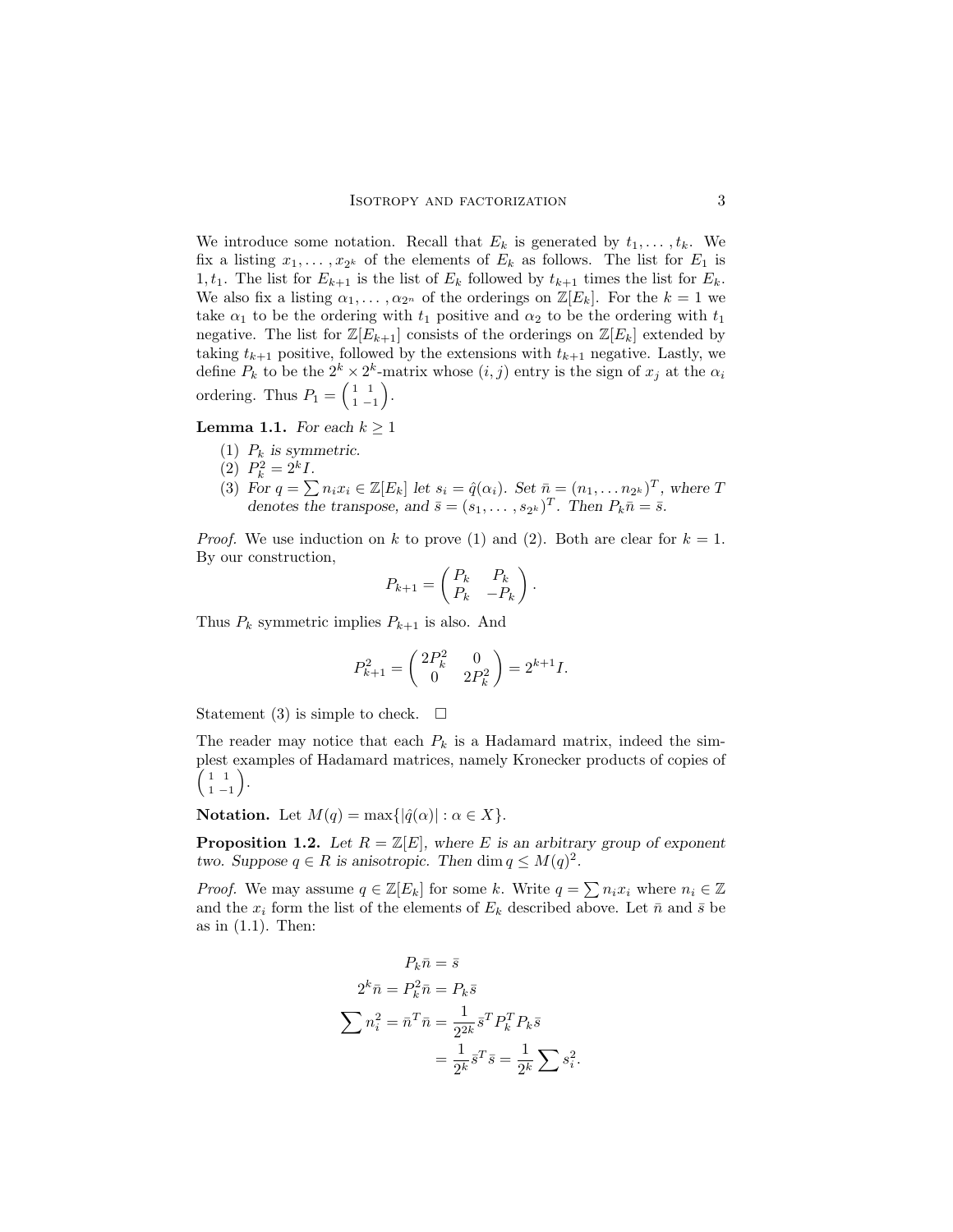We introduce some notation. Recall that $E_k$ is generated by $t_1, \ldots, t_k$. We fix a listing $x_1, \ldots, x_{2^k}$ of the elements of $E_k$ as follows. The list for $E_1$ is $1, t_1$. The list for $E_{k+1}$ is the list of $E_k$ followed by $t_{k+1}$ times the list for $E_k$. We also fix a listing $\alpha_1, \ldots, \alpha_{2^n}$ of the orderings on $\mathbb{Z}[E_k]$. For the $k = 1$ we take $\alpha_1$ to be the ordering with $t_1$ positive and $\alpha_2$ to be the ordering with $t_1$ negative. The list for $\mathbb{Z}[E_{k+1}]$ consists of the orderings on $\mathbb{Z}[E_k]$ extended by taking $t_{k+1}$ positive, followed by the extensions with $t_{k+1}$ negative. Lastly, we define $P_k$ to be the $2^k \times 2^k$-matrix whose $(i, j)$ entry is the sign of $x_j$ at the $\alpha_i$ ordering. Thus $P_1 = \begin{pmatrix} 1 & 1 \\ 1 & -1 \end{pmatrix}$.

**Lemma 1.1.** *For each $k \geq 1$*

1. *$P_k$ is symmetric.*
2. *$P_k^2 = 2^k I$.*
3. *For $q = \sum n_i x_i \in \mathbb{Z}[E_k]$ let $s_i = \hat{q}(\alpha_i)$. Set $\bar{n} = (n_1, \ldots n_{2^k})^T$, where $T$ denotes the transpose, and $\bar{s} = (s_1, \ldots, s_{2^k})^T$. Then $P_k \bar{n} = \bar{s}$.*

*Proof.* We use induction on $k$ to prove (1) and (2). Both are clear for $k = 1$. By our construction,

$$P_{k+1} = \begin{pmatrix} P_k & P_k \\ P_k & -P_k \end{pmatrix}.$$

Thus $P_k$ symmetric implies $P_{k+1}$ is also. And

$$P_{k+1}^2 = \begin{pmatrix} 2P_k^2 & 0 \\ 0 & 2P_k^2 \end{pmatrix} = 2^{k+1} I.$$

Statement (3) is simple to check. $\square$

The reader may notice that each $P_k$ is a Hadamard matrix, indeed the simplest examples of Hadamard matrices, namely Kronecker products of copies of $\begin{pmatrix} 1 & 1 \\ 1 & -1 \end{pmatrix}$.

**Notation.** Let $M(q) = \max\{|\hat{q}(\alpha)| : \alpha \in X\}$.

**Proposition 1.2.** *Let $R = \mathbb{Z}[E]$, where $E$ is an arbitrary group of exponent two. Suppose $q \in R$ is anisotropic. Then $\dim q \leq M(q)^2$.*

*Proof.* We may assume $q \in \mathbb{Z}[E_k]$ for some $k$. Write $q = \sum n_i x_i$ where $n_i \in \mathbb{Z}$ and the $x_i$ form the list of the elements of $E_k$ described above. Let $\bar{n}$ and $\bar{s}$ be as in (1.1). Then:

$$\begin{aligned}
P_k \bar{n} &= \bar{s} \\
2^k \bar{n} = P_k^2 \bar{n} &= P_k \bar{s} \\
\sum n_i^2 = \bar{n}^T \bar{n} &= \frac{1}{2^{2k}} \bar{s}^T P_k^T P_k \bar{s} \\
&= \frac{1}{2^k} \bar{s}^T \bar{s} = \frac{1}{2^k} \sum s_i^2.
\end{aligned}$$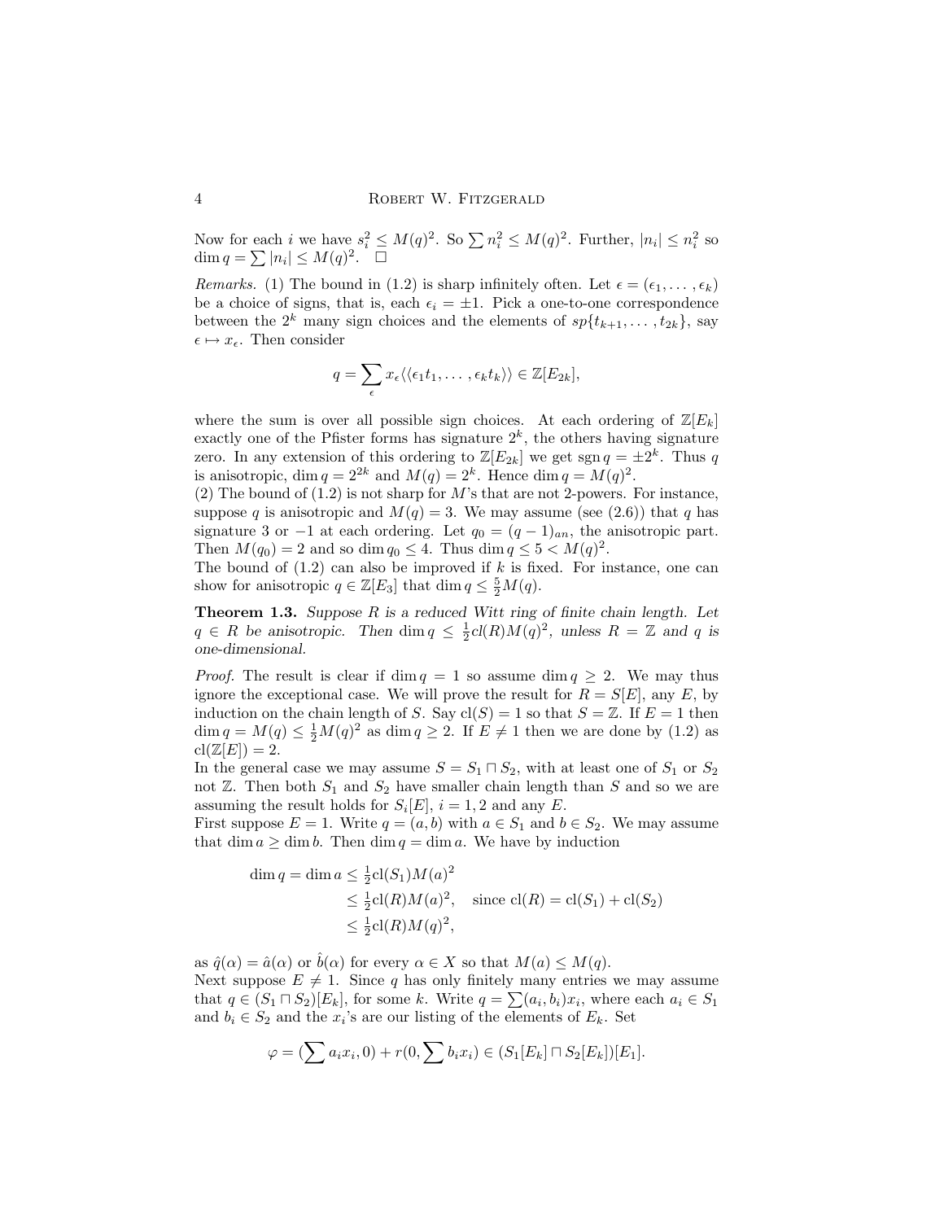Now for each $i$ we have $s_i^2 \le M(q)^2$. So $\sum n_i^2 \le M(q)^2$. Further, $|n_i| \le n_i^2$ so $\dim q = \sum |n_i| \le M(q)^2$. $\square$

*Remarks.* (1) The bound in (1.2) is sharp infinitely often. Let $\epsilon = (\epsilon_1, \dots, \epsilon_k)$ be a choice of signs, that is, each $\epsilon_i = \pm 1$. Pick a one-to-one correspondence between the $2^k$ many sign choices and the elements of $sp\{t_{k+1}, \dots, t_{2k}\}$, say $\epsilon \mapsto x_\epsilon$. Then consider

$$q = \sum_\epsilon x_\epsilon \langle\langle \epsilon_1 t_1, \dots, \epsilon_k t_k \rangle\rangle \in \mathbb{Z}[E_{2k}],$$

where the sum is over all possible sign choices. At each ordering of $\mathbb{Z}[E_k]$ exactly one of the Pfister forms has signature $2^k$, the others having signature zero. In any extension of this ordering to $\mathbb{Z}[E_{2k}]$ we get $\operatorname{sgn} q = \pm 2^k$. Thus $q$ is anisotropic, $\dim q = 2^{2k}$ and $M(q) = 2^k$. Hence $\dim q = M(q)^2$.
(2) The bound of (1.2) is not sharp for $M$'s that are not 2-powers. For instance, suppose $q$ is anisotropic and $M(q) = 3$. We may assume (see (2.6)) that $q$ has signature 3 or $-1$ at each ordering. Let $q_0 = (q-1)_{an}$, the anisotropic part. Then $M(q_0) = 2$ and so $\dim q_0 \le 4$. Thus $\dim q \le 5 < M(q)^2$.
The bound of (1.2) can also be improved if $k$ is fixed. For instance, one can show for anisotropic $q \in \mathbb{Z}[E_3]$ that $\dim q \le \frac{5}{2} M(q)$.

**Theorem 1.3.** *Suppose $R$ is a reduced Witt ring of finite chain length. Let $q \in R$ be anisotropic. Then $\dim q \le \frac{1}{2} cl(R) M(q)^2$, unless $R = \mathbb{Z}$ and $q$ is one-dimensional.*

*Proof.* The result is clear if $\dim q = 1$ so assume $\dim q \ge 2$. We may thus ignore the exceptional case. We will prove the result for $R = S[E]$, any $E$, by induction on the chain length of $S$. Say $\operatorname{cl}(S) = 1$ so that $S = \mathbb{Z}$. If $E = 1$ then $\dim q = M(q) \le \frac{1}{2} M(q)^2$ as $\dim q \ge 2$. If $E \ne 1$ then we are done by (1.2) as $\operatorname{cl}(\mathbb{Z}[E]) = 2$.
In the general case we may assume $S = S_1 \sqcap S_2$, with at least one of $S_1$ or $S_2$ not $\mathbb{Z}$. Then both $S_1$ and $S_2$ have smaller chain length than $S$ and so we are assuming the result holds for $S_i[E]$, $i = 1, 2$ and any $E$.
First suppose $E = 1$. Write $q = (a, b)$ with $a \in S_1$ and $b \in S_2$. We may assume that $\dim a \ge \dim b$. Then $\dim q = \dim a$. We have by induction

$$\begin{aligned}
\dim q = \dim a &\le \tfrac{1}{2}\operatorname{cl}(S_1) M(a)^2 \\
&\le \tfrac{1}{2}\operatorname{cl}(R) M(a)^2, \quad \text{since } \operatorname{cl}(R) = \operatorname{cl}(S_1) + \operatorname{cl}(S_2) \\
&\le \tfrac{1}{2}\operatorname{cl}(R) M(q)^2,
\end{aligned}$$

as $\hat{q}(\alpha) = \hat{a}(\alpha)$ or $\hat{b}(\alpha)$ for every $\alpha \in X$ so that $M(a) \le M(q)$.
Next suppose $E \ne 1$. Since $q$ has only finitely many entries we may assume that $q \in (S_1 \sqcap S_2)[E_k]$, for some $k$. Write $q = \sum (a_i, b_i) x_i$, where each $a_i \in S_1$ and $b_i \in S_2$ and the $x_i$'s are our listing of the elements of $E_k$. Set

$$\varphi = (\sum a_i x_i, 0) + r(0, \sum b_i x_i) \in (S_1[E_k] \sqcap S_2[E_k])[E_1].$$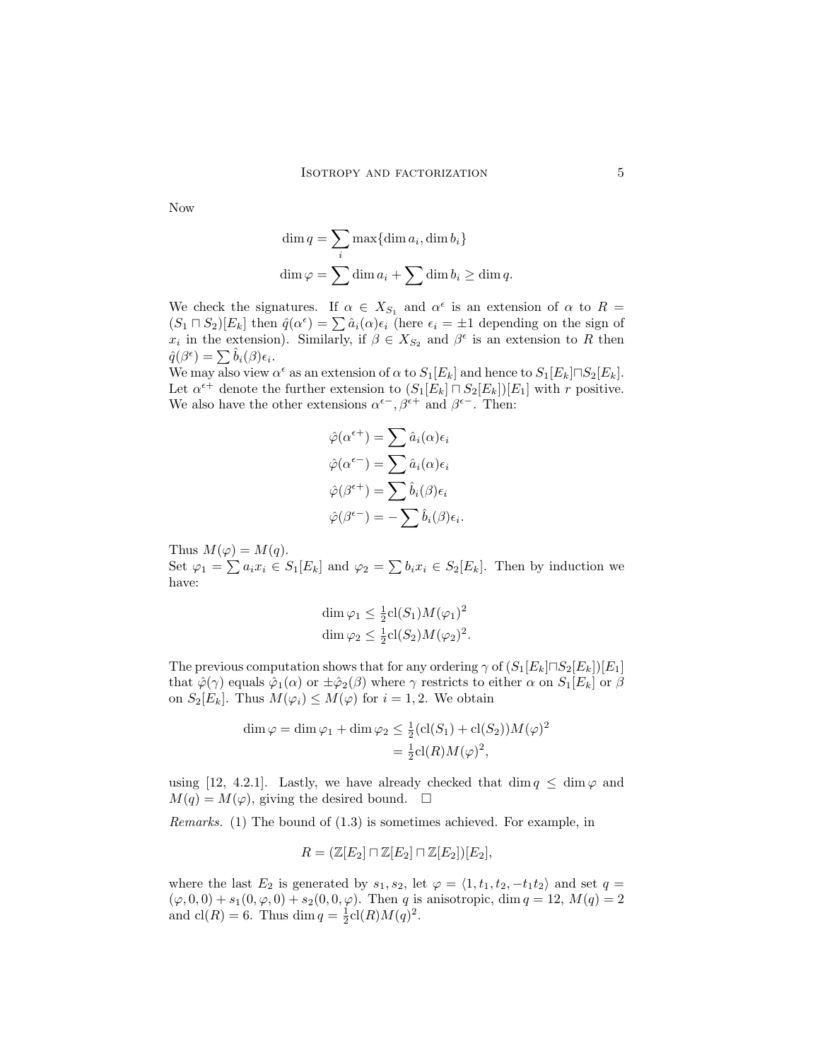Now

$$\dim q = \sum_i \max\{\dim a_i, \dim b_i\}$$
$$\dim \varphi = \sum \dim a_i + \sum \dim b_i \geq \dim q.$$

We check the signatures. If $\alpha \in X_{S_1}$ and $\alpha^\epsilon$ is an extension of $\alpha$ to $R = (S_1 \sqcap S_2)[E_k]$ then $\hat{q}(\alpha^\epsilon) = \sum \hat{a}_i(\alpha)\epsilon_i$ (here $\epsilon_i = \pm 1$ depending on the sign of $x_i$ in the extension). Similarly, if $\beta \in X_{S_2}$ and $\beta^\epsilon$ is an extension to $R$ then $\hat{q}(\beta^\epsilon) = \sum \hat{b}_i(\beta)\epsilon_i$.
We may also view $\alpha^\epsilon$ as an extension of $\alpha$ to $S_1[E_k]$ and hence to $S_1[E_k] \sqcap S_2[E_k]$. Let $\alpha^{\epsilon+}$ denote the further extension to $(S_1[E_k] \sqcap S_2[E_k])[E_1]$ with $r$ positive. We also have the other extensions $\alpha^{\epsilon-}, \beta^{\epsilon+}$ and $\beta^{\epsilon-}$. Then:

$$\hat{\varphi}(\alpha^{\epsilon+}) = \sum \hat{a}_i(\alpha)\epsilon_i$$
$$\hat{\varphi}(\alpha^{\epsilon-}) = \sum \hat{a}_i(\alpha)\epsilon_i$$
$$\hat{\varphi}(\beta^{\epsilon+}) = \sum \hat{b}_i(\beta)\epsilon_i$$
$$\hat{\varphi}(\beta^{\epsilon-}) = -\sum \hat{b}_i(\beta)\epsilon_i.$$

Thus $M(\varphi) = M(q)$.
Set $\varphi_1 = \sum a_i x_i \in S_1[E_k]$ and $\varphi_2 = \sum b_i x_i \in S_2[E_k]$. Then by induction we have:

$$\dim \varphi_1 \leq \tfrac{1}{2}\mathrm{cl}(S_1)M(\varphi_1)^2$$
$$\dim \varphi_2 \leq \tfrac{1}{2}\mathrm{cl}(S_2)M(\varphi_2)^2.$$

The previous computation shows that for any ordering $\gamma$ of $(S_1[E_k] \sqcap S_2[E_k])[E_1]$ that $\hat{\varphi}(\gamma)$ equals $\hat{\varphi}_1(\alpha)$ or $\pm\hat{\varphi}_2(\beta)$ where $\gamma$ restricts to either $\alpha$ on $S_1[E_k]$ or $\beta$ on $S_2[E_k]$. Thus $M(\varphi_i) \leq M(\varphi)$ for $i = 1, 2$. We obtain

$$\begin{aligned}\dim \varphi = \dim \varphi_1 + \dim \varphi_2 &\leq \tfrac{1}{2}(\mathrm{cl}(S_1) + \mathrm{cl}(S_2))M(\varphi)^2 \\ &= \tfrac{1}{2}\mathrm{cl}(R)M(\varphi)^2,\end{aligned}$$

using [12, 4.2.1]. Lastly, we have already checked that $\dim q \leq \dim \varphi$ and $M(q) = M(\varphi)$, giving the desired bound. $\square$

*Remarks.* (1) The bound of (1.3) is sometimes achieved. For example, in

$$R = (\mathbb{Z}[E_2] \sqcap \mathbb{Z}[E_2] \sqcap \mathbb{Z}[E_2])[E_2],$$

where the last $E_2$ is generated by $s_1, s_2$, let $\varphi = \langle 1, t_1, t_2, -t_1t_2\rangle$ and set $q = (\varphi, 0, 0) + s_1(0, \varphi, 0) + s_2(0, 0, \varphi)$. Then $q$ is anisotropic, $\dim q = 12$, $M(q) = 2$ and $\mathrm{cl}(R) = 6$. Thus $\dim q = \frac{1}{2}\mathrm{cl}(R)M(q)^2$.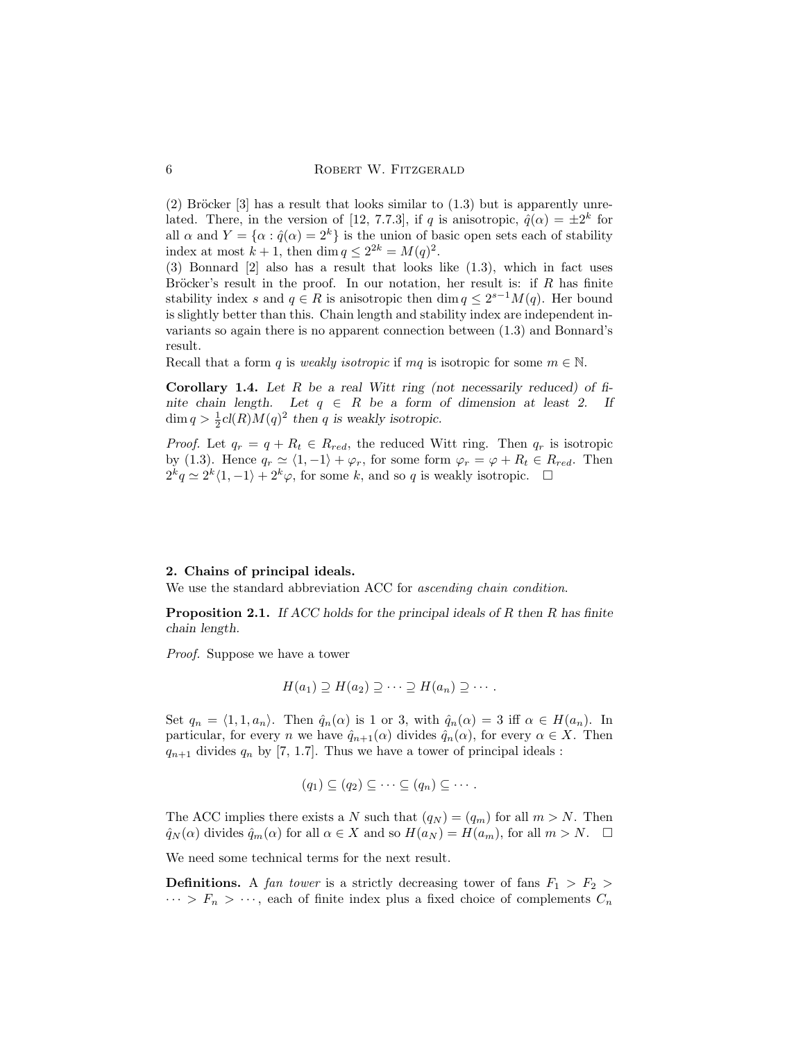(2) Bröcker [3] has a result that looks similar to (1.3) but is apparently unrelated. There, in the version of [12, 7.7.3], if $q$ is anisotropic, $\hat{q}(\alpha) = \pm 2^k$ for all $\alpha$ and $Y = \{\alpha : \hat{q}(\alpha) = 2^k\}$ is the union of basic open sets each of stability index at most $k+1$, then $\dim q \leq 2^{2k} = M(q)^2$.

(3) Bonnard [2] also has a result that looks like (1.3), which in fact uses Bröcker's result in the proof. In our notation, her result is: if $R$ has finite stability index $s$ and $q \in R$ is anisotropic then $\dim q \leq 2^{s-1} M(q)$. Her bound is slightly better than this. Chain length and stability index are independent invariants so again there is no apparent connection between (1.3) and Bonnard's result.

Recall that a form $q$ is *weakly isotropic* if $mq$ is isotropic for some $m \in \mathbb{N}$.

**Corollary 1.4.** *Let $R$ be a real Witt ring (not necessarily reduced) of finite chain length. Let $q \in R$ be a form of dimension at least 2. If $\dim q > \frac{1}{2} cl(R) M(q)^2$ then $q$ is weakly isotropic.*

*Proof.* Let $q_r = q + R_t \in R_{red}$, the reduced Witt ring. Then $q_r$ is isotropic by (1.3). Hence $q_r \simeq \langle 1, -1 \rangle + \varphi_r$, for some form $\varphi_r = \varphi + R_t \in R_{red}$. Then $2^k q \simeq 2^k \langle 1, -1 \rangle + 2^k \varphi$, for some $k$, and so $q$ is weakly isotropic. $\square$

## 2. Chains of principal ideals.

We use the standard abbreviation ACC for *ascending chain condition*.

**Proposition 2.1.** *If ACC holds for the principal ideals of $R$ then $R$ has finite chain length.*

*Proof.* Suppose we have a tower

$$H(a_1) \supseteq H(a_2) \supseteq \cdots \supseteq H(a_n) \supseteq \cdots.$$

Set $q_n = \langle 1, 1, a_n \rangle$. Then $\hat{q}_n(\alpha)$ is 1 or 3, with $\hat{q}_n(\alpha) = 3$ iff $\alpha \in H(a_n)$. In particular, for every $n$ we have $\hat{q}_{n+1}(\alpha)$ divides $\hat{q}_n(\alpha)$, for every $\alpha \in X$. Then $q_{n+1}$ divides $q_n$ by [7, 1.7]. Thus we have a tower of principal ideals :

$$(q_1) \subseteq (q_2) \subseteq \cdots \subseteq (q_n) \subseteq \cdots.$$

The ACC implies there exists a $N$ such that $(q_N) = (q_m)$ for all $m > N$. Then $\hat{q}_N(\alpha)$ divides $\hat{q}_m(\alpha)$ for all $\alpha \in X$ and so $H(a_N) = H(a_m)$, for all $m > N$. $\square$

We need some technical terms for the next result.

**Definitions.** A *fan tower* is a strictly decreasing tower of fans $F_1 > F_2 > \cdots > F_n > \cdots$, each of finite index plus a fixed choice of complements $C_n$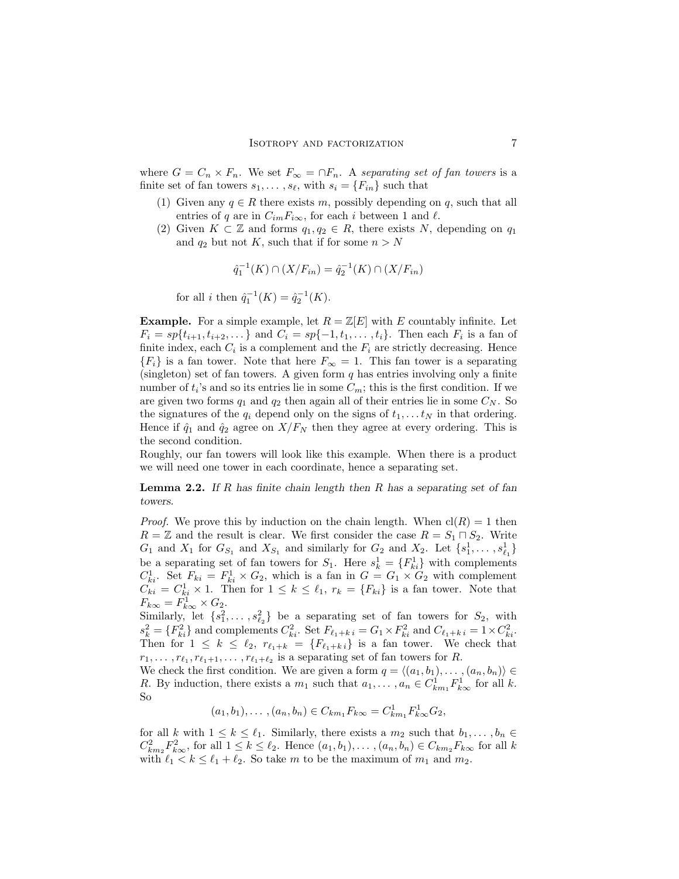where $G = C_n \times F_n$. We set $F_\infty = \cap F_n$. A *separating set of fan towers* is a finite set of fan towers $s_1, \dots, s_\ell$, with $s_i = \{F_{in}\}$ such that

1. Given any $q \in R$ there exists $m$, possibly depending on $q$, such that all entries of $q$ are in $C_{im}F_{i\infty}$, for each $i$ between 1 and $\ell$.
2. Given $K \subset \mathbb{Z}$ and forms $q_1, q_2 \in R$, there exists $N$, depending on $q_1$ and $q_2$ but not $K$, such that if for some $n > N$
$$\hat{q}_1^{-1}(K) \cap (X/F_{in}) = \hat{q}_2^{-1}(K) \cap (X/F_{in})$$
for all $i$ then $\hat{q}_1^{-1}(K) = \hat{q}_2^{-1}(K)$.

**Example.** For a simple example, let $R = \mathbb{Z}[E]$ with $E$ countably infinite. Let $F_i = sp\{t_{i+1}, t_{i+2}, \dots\}$ and $C_i = sp\{-1, t_1, \dots, t_i\}$. Then each $F_i$ is a fan of finite index, each $C_i$ is a complement and the $F_i$ are strictly decreasing. Hence $\{F_i\}$ is a fan tower. Note that here $F_\infty = 1$. This fan tower is a separating (singleton) set of fan towers. A given form $q$ has entries involving only a finite number of $t_i$'s and so its entries lie in some $C_m$; this is the first condition. If we are given two forms $q_1$ and $q_2$ then again all of their entries lie in some $C_N$. So the signatures of the $q_i$ depend only on the signs of $t_1, \dots t_N$ in that ordering. Hence if $\hat{q}_1$ and $\hat{q}_2$ agree on $X/F_N$ then they agree at every ordering. This is the second condition.

Roughly, our fan towers will look like this example. When there is a product we will need one tower in each coordinate, hence a separating set.

**Lemma 2.2.** *If $R$ has finite chain length then $R$ has a separating set of fan towers.*

*Proof.* We prove this by induction on the chain length. When $\mathrm{cl}(R) = 1$ then $R = \mathbb{Z}$ and the result is clear. We first consider the case $R = S_1 \sqcap S_2$. Write $G_1$ and $X_1$ for $G_{S_1}$ and $X_{S_1}$ and similarly for $G_2$ and $X_2$. Let $\{s_1^1, \dots, s_{\ell_1}^1\}$ be a separating set of fan towers for $S_1$. Here $s_k^1 = \{F_{ki}^1\}$ with complements $C_{ki}^1$. Set $F_{ki} = F_{ki}^1 \times G_2$, which is a fan in $G = G_1 \times G_2$ with complement $C_{ki} = C_{ki}^1 \times 1$. Then for $1 \le k \le \ell_1$, $r_k = \{F_{ki}\}$ is a fan tower. Note that $F_{k\infty} = F_{k\infty}^1 \times G_2$.

Similarly, let $\{s_1^2, \dots, s_{\ell_2}^2\}$ be a separating set of fan towers for $S_2$, with $s_k^2 = \{F_{ki}^2\}$ and complements $C_{ki}^2$. Set $F_{\ell_1+k\,i} = G_1 \times F_{ki}^2$ and $C_{\ell_1+k\,i} = 1 \times C_{ki}^2$. Then for $1 \le k \le \ell_2$, $r_{\ell_1+k} = \{F_{\ell_1+k\,i}\}$ is a fan tower. We check that $r_1, \dots, r_{\ell_1}, r_{\ell_1+1}, \dots, r_{\ell_1+\ell_2}$ is a separating set of fan towers for $R$.

We check the first condition. We are given a form $q = \langle (a_1, b_1), \dots, (a_n, b_n) \rangle \in R$. By induction, there exists a $m_1$ such that $a_1, \dots, a_n \in C_{km_1}^1 F_{k\infty}^1$ for all $k$. So
$$(a_1, b_1), \dots, (a_n, b_n) \in C_{km_1} F_{k\infty} = C_{km_1}^1 F_{k\infty}^1 G_2,$$
for all $k$ with $1 \le k \le \ell_1$. Similarly, there exists a $m_2$ such that $b_1, \dots, b_n \in C_{km_2}^2 F_{k\infty}^2$, for all $1 \le k \le \ell_2$. Hence $(a_1, b_1), \dots, (a_n, b_n) \in C_{km_2} F_{k\infty}$ for all $k$ with $\ell_1 < k \le \ell_1 + \ell_2$. So take $m$ to be the maximum of $m_1$ and $m_2$.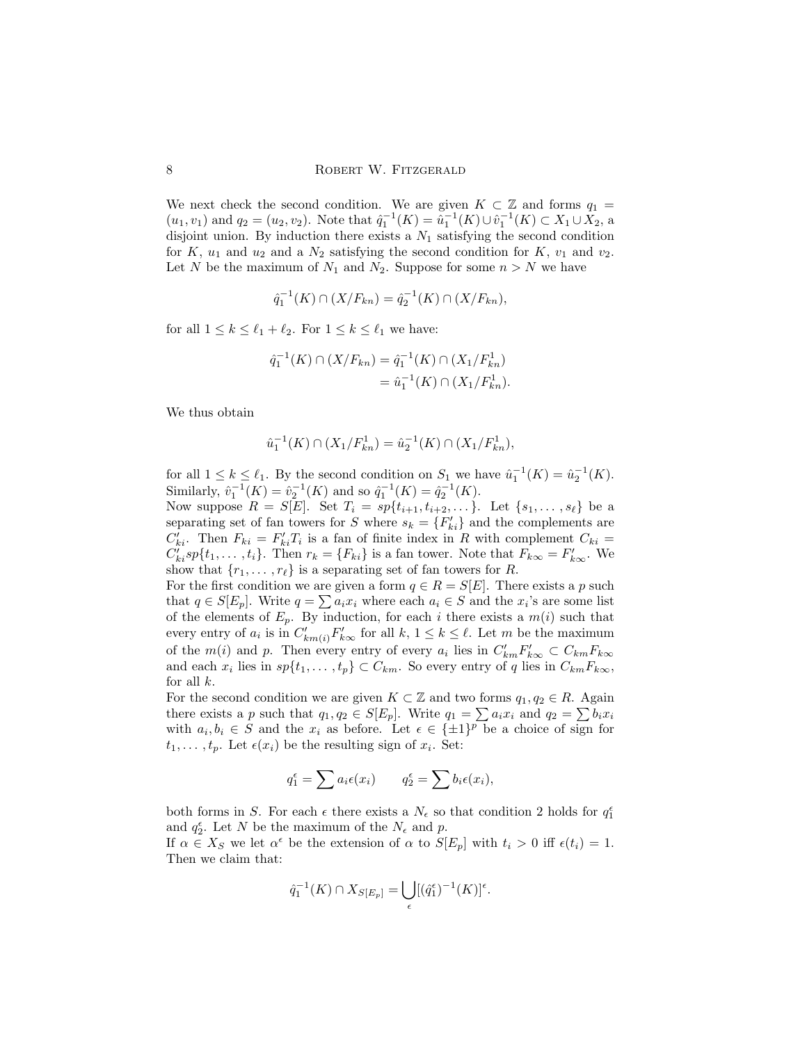We next check the second condition. We are given $K \subset \mathbb{Z}$ and forms $q_1 = (u_1, v_1)$ and $q_2 = (u_2, v_2)$. Note that $\hat{q}_1^{-1}(K) = \hat{u}_1^{-1}(K) \cup \hat{v}_1^{-1}(K) \subset X_1 \cup X_2$, a disjoint union. By induction there exists a $N_1$ satisfying the second condition for $K$, $u_1$ and $u_2$ and a $N_2$ satisfying the second condition for $K$, $v_1$ and $v_2$. Let $N$ be the maximum of $N_1$ and $N_2$. Suppose for some $n > N$ we have

$$\hat{q}_1^{-1}(K) \cap (X/F_{kn}) = \hat{q}_2^{-1}(K) \cap (X/F_{kn}),$$

for all $1 \leq k \leq \ell_1 + \ell_2$. For $1 \leq k \leq \ell_1$ we have:

$$\begin{aligned}\hat{q}_1^{-1}(K) \cap (X/F_{kn}) &= \hat{q}_1^{-1}(K) \cap (X_1/F^1_{kn}) \\ &= \hat{u}_1^{-1}(K) \cap (X_1/F^1_{kn}).\end{aligned}$$

We thus obtain

$$\hat{u}_1^{-1}(K) \cap (X_1/F^1_{kn}) = \hat{u}_2^{-1}(K) \cap (X_1/F^1_{kn}),$$

for all $1 \leq k \leq \ell_1$. By the second condition on $S_1$ we have $\hat{u}_1^{-1}(K) = \hat{u}_2^{-1}(K)$. Similarly, $\hat{v}_1^{-1}(K) = \hat{v}_2^{-1}(K)$ and so $\hat{q}_1^{-1}(K) = \hat{q}_2^{-1}(K)$.

Now suppose $R = S[E]$. Set $T_i = sp\{t_{i+1}, t_{i+2}, \dots\}$. Let $\{s_1, \dots, s_\ell\}$ be a separating set of fan towers for $S$ where $s_k = \{F'_{ki}\}$ and the complements are $C'_{ki}$. Then $F_{ki} = F'_{ki}T_i$ is a fan of finite index in $R$ with complement $C_{ki} = C'_{ki}sp\{t_1, \dots, t_i\}$. Then $r_k = \{F_{ki}\}$ is a fan tower. Note that $F_{k\infty} = F'_{k\infty}$. We show that $\{r_1, \dots, r_\ell\}$ is a separating set of fan towers for $R$.

For the first condition we are given a form $q \in R = S[E]$. There exists a $p$ such that $q \in S[E_p]$. Write $q = \sum a_i x_i$ where each $a_i \in S$ and the $x_i$'s are some list of the elements of $E_p$. By induction, for each $i$ there exists a $m(i)$ such that every entry of $a_i$ is in $C'_{km(i)}F'_{k\infty}$ for all $k$, $1 \leq k \leq \ell$. Let $m$ be the maximum of the $m(i)$ and $p$. Then every entry of every $a_i$ lies in $C'_{km}F'_{k\infty} \subset C_{km}F_{k\infty}$ and each $x_i$ lies in $sp\{t_1, \dots, t_p\} \subset C_{km}$. So every entry of $q$ lies in $C_{km}F_{k\infty}$, for all $k$.

For the second condition we are given $K \subset \mathbb{Z}$ and two forms $q_1, q_2 \in R$. Again there exists a $p$ such that $q_1, q_2 \in S[E_p]$. Write $q_1 = \sum a_i x_i$ and $q_2 = \sum b_i x_i$ with $a_i, b_i \in S$ and the $x_i$ as before. Let $\epsilon \in \{\pm 1\}^p$ be a choice of sign for $t_1, \dots, t_p$. Let $\epsilon(x_i)$ be the resulting sign of $x_i$. Set:

$$q_1^\epsilon = \sum a_i \epsilon(x_i) \qquad q_2^\epsilon = \sum b_i \epsilon(x_i),$$

both forms in $S$. For each $\epsilon$ there exists a $N_\epsilon$ so that condition 2 holds for $q_1^\epsilon$ and $q_2^\epsilon$. Let $N$ be the maximum of the $N_\epsilon$ and $p$.

If $\alpha \in X_S$ we let $\alpha^\epsilon$ be the extension of $\alpha$ to $S[E_p]$ with $t_i > 0$ iff $\epsilon(t_i) = 1$. Then we claim that:

$$\hat{q}_1^{-1}(K) \cap X_{S[E_p]} = \bigcup_\epsilon [(\hat{q}_1^\epsilon)^{-1}(K)]^\epsilon.$$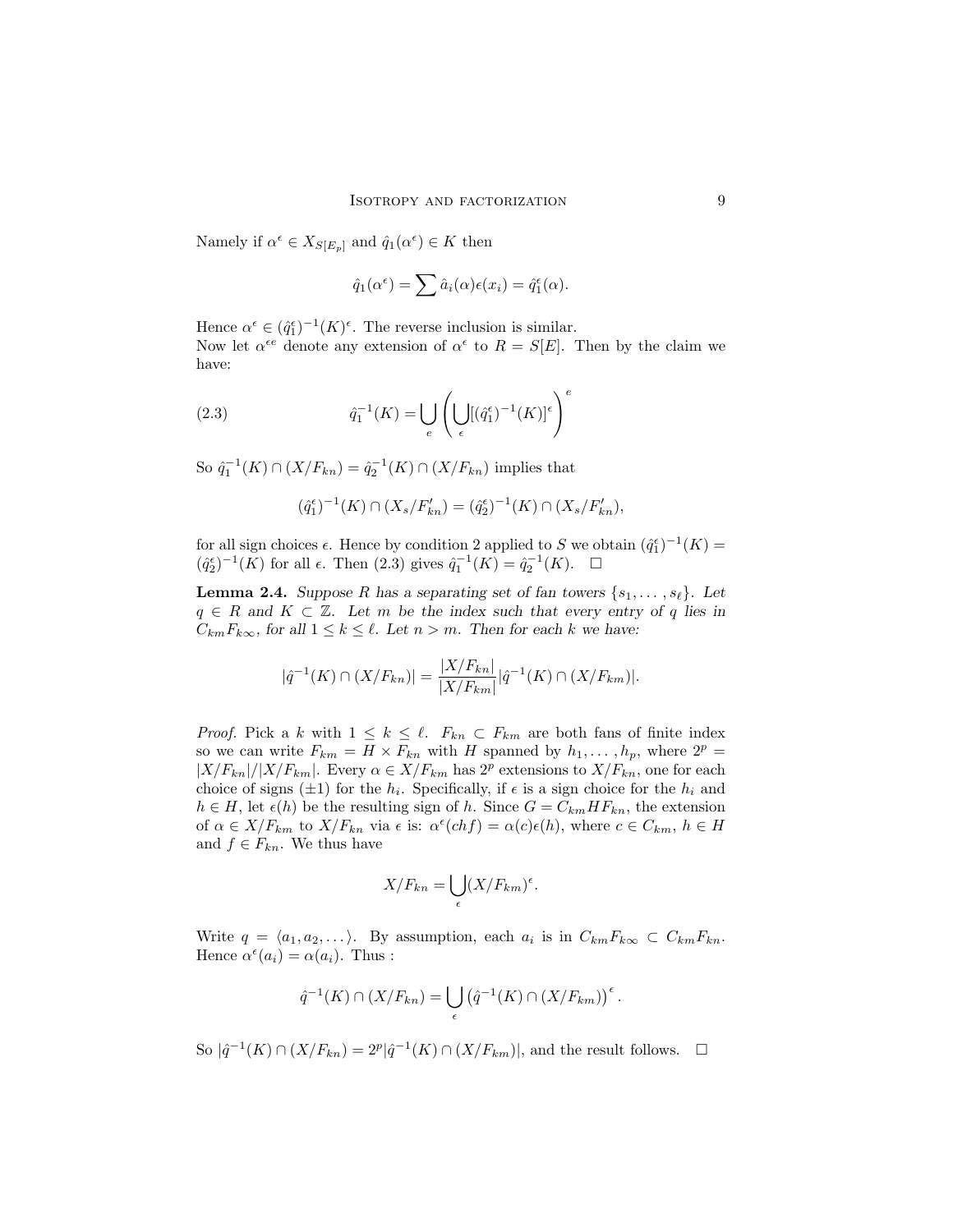Namely if $\alpha^\epsilon \in X_{S[E_p]}$ and $\hat{q}_1(\alpha^\epsilon) \in K$ then

$$\hat{q}_1(\alpha^\epsilon) = \sum \hat{a}_i(\alpha)\epsilon(x_i) = \hat{q}_1^\epsilon(\alpha).$$

Hence $\alpha^\epsilon \in (\hat{q}_1^\epsilon)^{-1}(K)^\epsilon$. The reverse inclusion is similar.
Now let $\alpha^{\epsilon e}$ denote any extension of $\alpha^\epsilon$ to $R = S[E]$. Then by the claim we have:

$$\hat{q}_1^{-1}(K) = \bigcup_e \left( \bigcup_\epsilon [(\hat{q}_1^\epsilon)^{-1}(K)]^\epsilon \right)^e \tag{2.3}$$

So $\hat{q}_1^{-1}(K) \cap (X/F_{kn}) = \hat{q}_2^{-1}(K) \cap (X/F_{kn})$ implies that

$$(\hat{q}_1^\epsilon)^{-1}(K) \cap (X_s/F'_{kn}) = (\hat{q}_2^\epsilon)^{-1}(K) \cap (X_s/F'_{kn}),$$

for all sign choices $\epsilon$. Hence by condition 2 applied to $S$ we obtain $(\hat{q}_1^\epsilon)^{-1}(K) = (\hat{q}_2^\epsilon)^{-1}(K)$ for all $\epsilon$. Then (2.3) gives $\hat{q}_1^{-1}(K) = \hat{q}_2^{-1}(K)$. $\square$

**Lemma 2.4.** *Suppose $R$ has a separating set of fan towers $\{s_1, \dots, s_\ell\}$. Let $q \in R$ and $K \subset \mathbb{Z}$. Let $m$ be the index such that every entry of $q$ lies in $C_{km}F_{k\infty}$, for all $1 \le k \le \ell$. Let $n > m$. Then for each $k$ we have:*

$$|\hat{q}^{-1}(K) \cap (X/F_{kn})| = \frac{|X/F_{kn}|}{|X/F_{km}|} |\hat{q}^{-1}(K) \cap (X/F_{km})|.$$

*Proof.* Pick a $k$ with $1 \le k \le \ell$. $F_{kn} \subset F_{km}$ are both fans of finite index so we can write $F_{km} = H \times F_{kn}$ with $H$ spanned by $h_1, \dots, h_p$, where $2^p = |X/F_{kn}|/|X/F_{km}|$. Every $\alpha \in X/F_{km}$ has $2^p$ extensions to $X/F_{kn}$, one for each choice of signs $(\pm 1)$ for the $h_i$. Specifically, if $\epsilon$ is a sign choice for the $h_i$ and $h \in H$, let $\epsilon(h)$ be the resulting sign of $h$. Since $G = C_{km}HF_{kn}$, the extension of $\alpha \in X/F_{km}$ to $X/F_{kn}$ via $\epsilon$ is: $\alpha^\epsilon(chf) = \alpha(c)\epsilon(h)$, where $c \in C_{km}$, $h \in H$ and $f \in F_{kn}$. We thus have

$$X/F_{kn} = \bigcup_\epsilon (X/F_{km})^\epsilon.$$

Write $q = \langle a_1, a_2, \dots \rangle$. By assumption, each $a_i$ is in $C_{km}F_{k\infty} \subset C_{km}F_{kn}$. Hence $\alpha^\epsilon(a_i) = \alpha(a_i)$. Thus :

$$\hat{q}^{-1}(K) \cap (X/F_{kn}) = \bigcup_\epsilon \left( \hat{q}^{-1}(K) \cap (X/F_{km}) \right)^\epsilon.$$

So $|\hat{q}^{-1}(K) \cap (X/F_{kn}) = 2^p |\hat{q}^{-1}(K) \cap (X/F_{km})|$, and the result follows. $\square$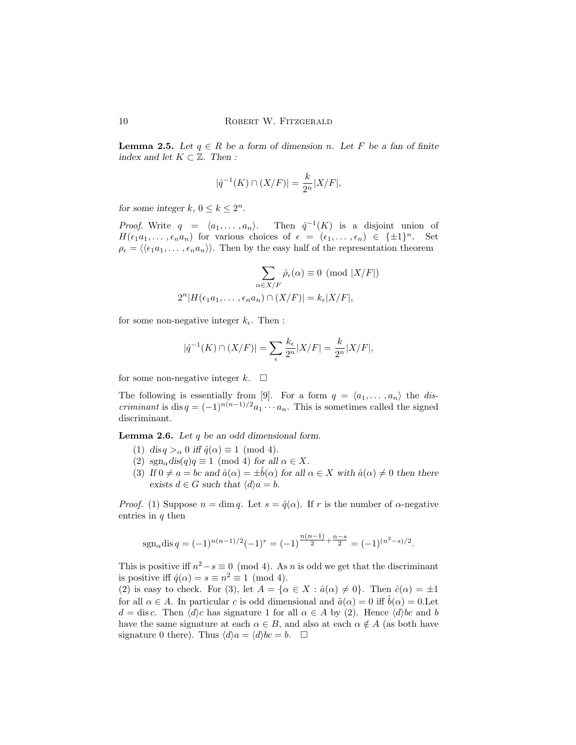**Lemma 2.5.** *Let $q \in R$ be a form of dimension $n$. Let $F$ be a fan of finite index and let $K \subset \mathbb{Z}$. Then :*

$$|\hat{q}^{-1}(K) \cap (X/F)| = \frac{k}{2^n}|X/F|,$$

*for some integer $k$, $0 \leq k \leq 2^n$.*

*Proof.* Write $q = \langle a_1, \ldots, a_n \rangle$. Then $\hat{q}^{-1}(K)$ is a disjoint union of $H(\epsilon_1 a_1, \ldots, \epsilon_n a_n)$ for various choices of $\epsilon = (\epsilon_1, \ldots, \epsilon_n) \in \{\pm 1\}^n$. Set $\rho_\epsilon = \langle\langle \epsilon_1 a_1, \ldots, \epsilon_n a_n \rangle\rangle$. Then by the easy half of the representation theorem

$$\sum_{\alpha \in X/F} \hat{\rho}_\epsilon(\alpha) \equiv 0 \pmod{|X/F|}$$

$$2^n |H(\epsilon_1 a_1, \ldots, \epsilon_n a_n) \cap (X/F)| = k_\epsilon |X/F|,$$

for some non-negative integer $k_\epsilon$. Then :

$$|\hat{q}^{-1}(K) \cap (X/F)| = \sum_\epsilon \frac{k_\epsilon}{2^n}|X/F| = \frac{k}{2^n}|X/F|,$$

for some non-negative integer $k$. $\square$

The following is essentially from [9]. For a form $q = \langle a_1, \ldots, a_n \rangle$ the *discriminant* is $\operatorname{dis} q = (-1)^{n(n-1)/2} a_1 \cdots a_n$. This is sometimes called the signed discriminant.

**Lemma 2.6.** *Let $q$ be an odd dimensional form.*

1. *$\operatorname{dis} q >_\alpha 0$ iff $\hat{q}(\alpha) \equiv 1 \pmod 4$.*
2. *$\operatorname{sgn}_\alpha \operatorname{dis}(q) q \equiv 1 \pmod 4$ for all $\alpha \in X$.*
3. *If $0 \neq a = bc$ and $\hat{a}(\alpha) = \pm \hat{b}(\alpha)$ for all $\alpha \in X$ with $\hat{a}(\alpha) \neq 0$ then there exists $d \in G$ such that $\langle d \rangle a = b$.*

*Proof.* (1) Suppose $n = \dim q$. Let $s = \hat{q}(\alpha)$. If $r$ is the number of $\alpha$-negative entries in $q$ then

$$\operatorname{sgn}_\alpha \operatorname{dis} q = (-1)^{n(n-1)/2}(-1)^r = (-1)^{\frac{n(n-1)}{2} + \frac{n-s}{2}} = (-1)^{(n^2 - s)/2}.$$

This is positive iff $n^2 - s \equiv 0 \pmod 4$. As $n$ is odd we get that the discriminant is positive iff $\hat{q}(\alpha) = s \equiv n^2 \equiv 1 \pmod 4$.
(2) is easy to check. For (3), let $A = \{\alpha \in X : \hat{a}(\alpha) \neq 0\}$. Then $\hat{c}(\alpha) = \pm 1$ for all $\alpha \in A$. In particular $c$ is odd dimensional and $\hat{a}(\alpha) = 0$ iff $\hat{b}(\alpha) = 0$.Let $d = \operatorname{dis} c$. Then $\langle d \rangle c$ has signature 1 for all $\alpha \in A$ by (2). Hence $\langle d \rangle bc$ and $b$ have the same signature at each $\alpha \in B$, and also at each $\alpha \notin A$ (as both have signature 0 there). Thus $\langle d \rangle a = \langle d \rangle bc = b$. $\square$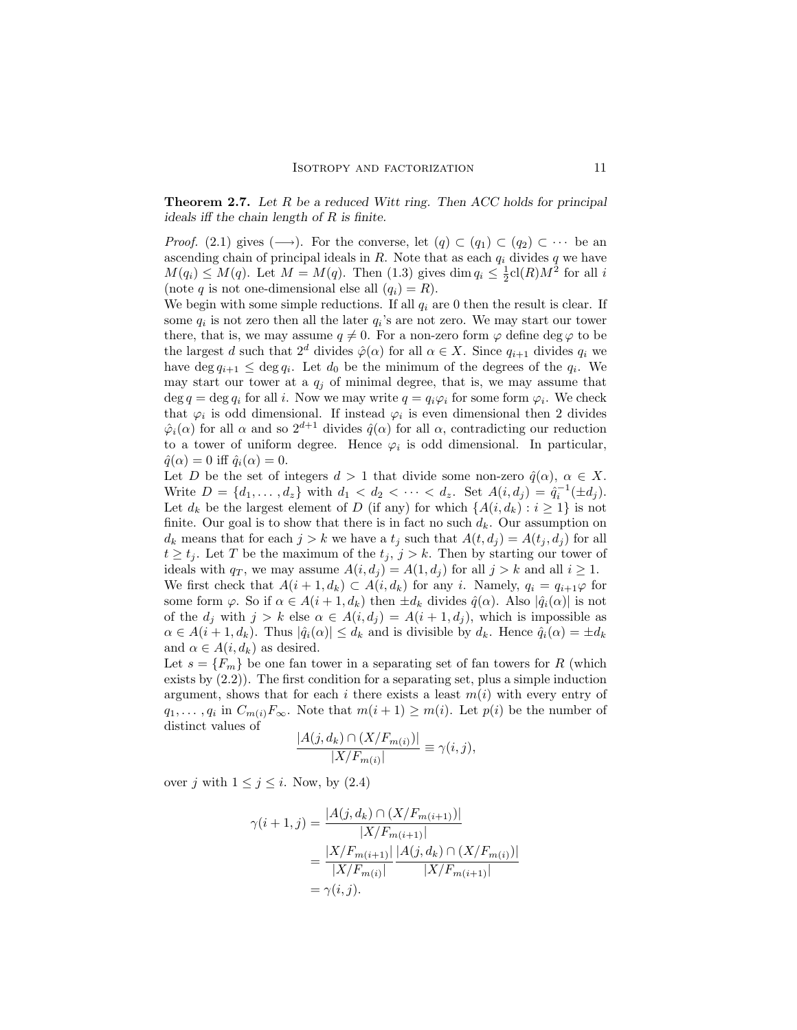**Theorem 2.7.** *Let $R$ be a reduced Witt ring. Then ACC holds for principal ideals iff the chain length of $R$ is finite.*

*Proof.* (2.1) gives ($\longrightarrow$). For the converse, let $(q) \subset (q_1) \subset (q_2) \subset \cdots$ be an ascending chain of principal ideals in $R$. Note that as each $q_i$ divides $q$ we have $M(q_i) \leq M(q)$. Let $M = M(q)$. Then (1.3) gives $\dim q_i \leq \frac{1}{2}\mathrm{cl}(R)M^2$ for all $i$ (note $q$ is not one-dimensional else all $(q_i) = R$).

We begin with some simple reductions. If all $q_i$ are 0 then the result is clear. If some $q_i$ is not zero then all the later $q_i$'s are not zero. We may start our tower there, that is, we may assume $q \neq 0$. For a non-zero form $\varphi$ define $\deg \varphi$ to be the largest $d$ such that $2^d$ divides $\hat{\varphi}(\alpha)$ for all $\alpha \in X$. Since $q_{i+1}$ divides $q_i$ we have $\deg q_{i+1} \leq \deg q_i$. Let $d_0$ be the minimum of the degrees of the $q_i$. We may start our tower at a $q_j$ of minimal degree, that is, we may assume that $\deg q = \deg q_i$ for all $i$. Now we may write $q = q_i \varphi_i$ for some form $\varphi_i$. We check that $\varphi_i$ is odd dimensional. If instead $\varphi_i$ is even dimensional then 2 divides $\hat{\varphi}_i(\alpha)$ for all $\alpha$ and so $2^{d+1}$ divides $\hat{q}(\alpha)$ for all $\alpha$, contradicting our reduction to a tower of uniform degree. Hence $\varphi_i$ is odd dimensional. In particular, $\hat{q}(\alpha) = 0$ iff $\hat{q}_i(\alpha) = 0$.

Let $D$ be the set of integers $d > 1$ that divide some non-zero $\hat{q}(\alpha)$, $\alpha \in X$. Write $D = \{d_1, \ldots, d_z\}$ with $d_1 < d_2 < \cdots < d_z$. Set $A(i, d_j) = \hat{q}_i^{-1}(\pm d_j)$. Let $d_k$ be the largest element of $D$ (if any) for which $\{A(i, d_k) : i \geq 1\}$ is not finite. Our goal is to show that there is in fact no such $d_k$. Our assumption on $d_k$ means that for each $j > k$ we have a $t_j$ such that $A(t, d_j) = A(t_j, d_j)$ for all $t \geq t_j$. Let $T$ be the maximum of the $t_j$, $j > k$. Then by starting our tower of ideals with $q_T$, we may assume $A(i, d_j) = A(1, d_j)$ for all $j > k$ and all $i \geq 1$.

We first check that $A(i+1, d_k) \subset A(i, d_k)$ for any $i$. Namely, $q_i = q_{i+1}\varphi$ for some form $\varphi$. So if $\alpha \in A(i+1, d_k)$ then $\pm d_k$ divides $\hat{q}(\alpha)$. Also $|\hat{q}_i(\alpha)|$ is not of the $d_j$ with $j > k$ else $\alpha \in A(i, d_j) = A(i+1, d_j)$, which is impossible as $\alpha \in A(i+1, d_k)$. Thus $|\hat{q}_i(\alpha)| \leq d_k$ and is divisible by $d_k$. Hence $\hat{q}_i(\alpha) = \pm d_k$ and $\alpha \in A(i, d_k)$ as desired.

Let $s = \{F_m\}$ be one fan tower in a separating set of fan towers for $R$ (which exists by (2.2)). The first condition for a separating set, plus a simple induction argument, shows that for each $i$ there exists a least $m(i)$ with every entry of $q_1, \ldots, q_i$ in $C_{m(i)}F_\infty$. Note that $m(i+1) \geq m(i)$. Let $p(i)$ be the number of distinct values of

$$\frac{|A(j, d_k) \cap (X/F_{m(i)})|}{|X/F_{m(i)}|} \equiv \gamma(i, j),$$

over $j$ with $1 \leq j \leq i$. Now, by (2.4)

$$\begin{aligned}
\gamma(i+1, j) &= \frac{|A(j, d_k) \cap (X/F_{m(i+1)})|}{|X/F_{m(i+1)}|} \\
&= \frac{|X/F_{m(i+1)}|}{|X/F_{m(i)}|} \frac{|A(j, d_k) \cap (X/F_{m(i)})|}{|X/F_{m(i+1)}|} \\
&= \gamma(i, j).
\end{aligned}$$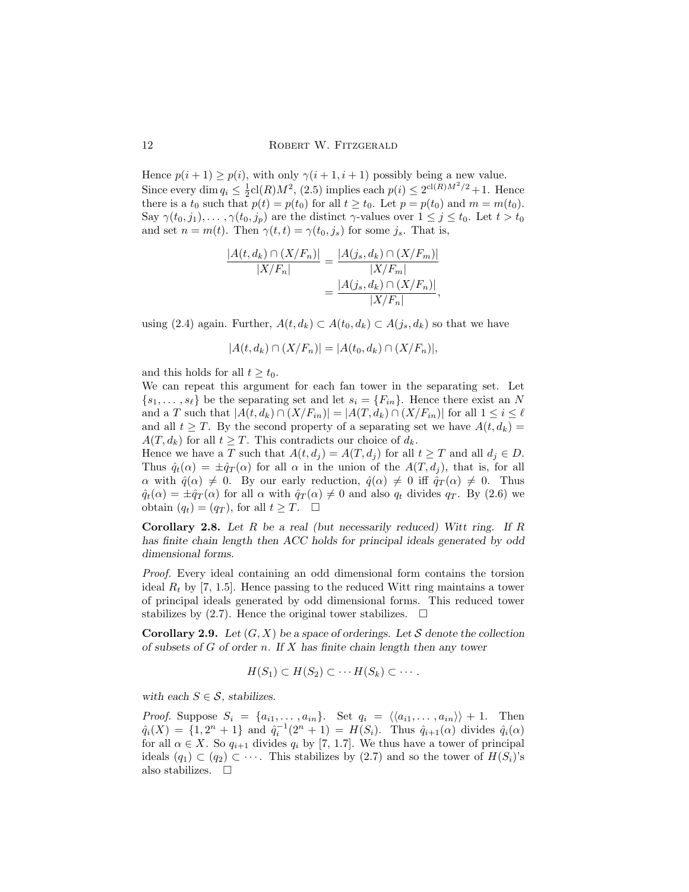Hence $p(i+1) \geq p(i)$, with only $\gamma(i+1, i+1)$ possibly being a new value. Since every $\dim q_i \leq \frac{1}{2}\mathrm{cl}(R)M^2$, (2.5) implies each $p(i) \leq 2^{\mathrm{cl}(R)M^2/2} + 1$. Hence there is a $t_0$ such that $p(t) = p(t_0)$ for all $t \geq t_0$. Let $p = p(t_0)$ and $m = m(t_0)$. Say $\gamma(t_0, j_1), \ldots, \gamma(t_0, j_p)$ are the distinct $\gamma$-values over $1 \leq j \leq t_0$. Let $t > t_0$ and set $n = m(t)$. Then $\gamma(t,t) = \gamma(t_0, j_s)$ for some $j_s$. That is,

$$\begin{aligned}\frac{|A(t,d_k) \cap (X/F_n)|}{|X/F_n|} &= \frac{|A(j_s,d_k) \cap (X/F_m)|}{|X/F_m|} \\ &= \frac{|A(j_s,d_k) \cap (X/F_n)|}{|X/F_n|},\end{aligned}$$

using (2.4) again. Further, $A(t,d_k) \subset A(t_0,d_k) \subset A(j_s,d_k)$ so that we have

$$|A(t,d_k) \cap (X/F_n)| = |A(t_0,d_k) \cap (X/F_n)|,$$

and this holds for all $t \geq t_0$.

We can repeat this argument for each fan tower in the separating set. Let $\{s_1, \ldots, s_\ell\}$ be the separating set and let $s_i = \{F_{in}\}$. Hence there exist an $N$ and a $T$ such that $|A(t,d_k) \cap (X/F_{in})| = |A(T,d_k) \cap (X/F_{in})|$ for all $1 \leq i \leq \ell$ and all $t \geq T$. By the second property of a separating set we have $A(t,d_k) = A(T,d_k)$ for all $t \geq T$. This contradicts our choice of $d_k$.

Hence we have a $T$ such that $A(t,d_j) = A(T,d_j)$ for all $t \geq T$ and all $d_j \in D$. Thus $\hat{q}_t(\alpha) = \pm \hat{q}_T(\alpha)$ for all $\alpha$ in the union of the $A(T,d_j)$, that is, for all $\alpha$ with $\hat{q}(\alpha) \neq 0$. By our early reduction, $\hat{q}(\alpha) \neq 0$ iff $\hat{q}_T(\alpha) \neq 0$. Thus $\hat{q}_t(\alpha) = \pm \hat{q}_T(\alpha)$ for all $\alpha$ with $\hat{q}_T(\alpha) \neq 0$ and also $q_t$ divides $q_T$. By (2.6) we obtain $(q_t) = (q_T)$, for all $t \geq T$. $\square$

**Corollary 2.8.** *Let $R$ be a real (but necessarily reduced) Witt ring. If $R$ has finite chain length then ACC holds for principal ideals generated by odd dimensional forms.*

*Proof.* Every ideal containing an odd dimensional form contains the torsion ideal $R_t$ by [7, 1.5]. Hence passing to the reduced Witt ring maintains a tower of principal ideals generated by odd dimensional forms. This reduced tower stabilizes by (2.7). Hence the original tower stabilizes. $\square$

**Corollary 2.9.** *Let $(G,X)$ be a space of orderings. Let $\mathcal{S}$ denote the collection of subsets of $G$ of order $n$. If $X$ has finite chain length then any tower*

$$H(S_1) \subset H(S_2) \subset \cdots H(S_k) \subset \cdots.$$

*with each $S \in \mathcal{S}$, stabilizes.*

*Proof.* Suppose $S_i = \{a_{i1}, \ldots, a_{in}\}$. Set $q_i = \langle\langle a_{i1}, \ldots, a_{in}\rangle\rangle + 1$. Then $\hat{q}_i(X) = \{1, 2^n+1\}$ and $\hat{q}_i^{-1}(2^n+1) = H(S_i)$. Thus $\hat{q}_{i+1}(\alpha)$ divides $\hat{q}_i(\alpha)$ for all $\alpha \in X$. So $q_{i+1}$ divides $q_i$ by [7, 1.7]. We thus have a tower of principal ideals $(q_1) \subset (q_2) \subset \cdots$. This stabilizes by (2.7) and so the tower of $H(S_i)$'s also stabilizes. $\square$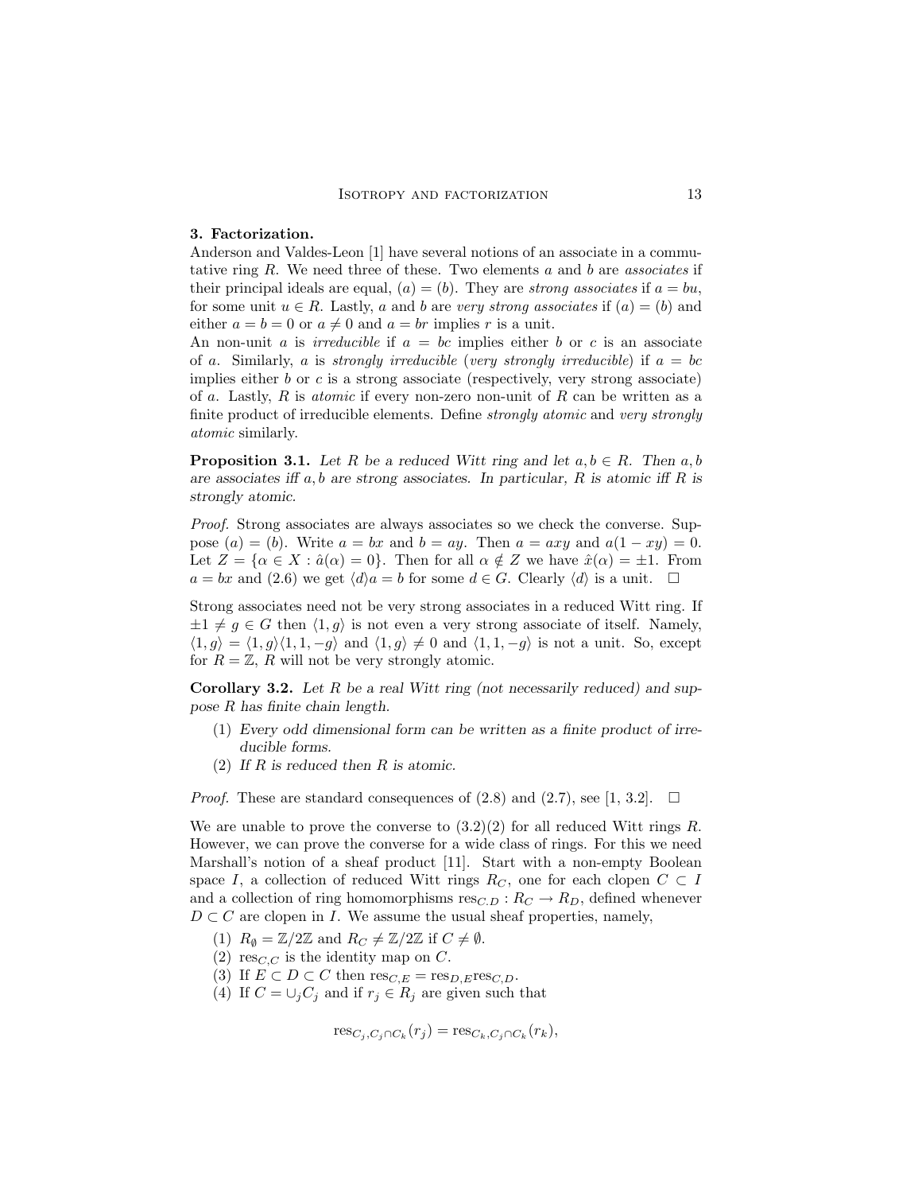## 3. Factorization.

Anderson and Valdes-Leon [1] have several notions of an associate in a commutative ring $R$. We need three of these. Two elements $a$ and $b$ are *associates* if their principal ideals are equal, $(a) = (b)$. They are *strong associates* if $a = bu$, for some unit $u \in R$. Lastly, $a$ and $b$ are *very strong associates* if $(a) = (b)$ and either $a = b = 0$ or $a \neq 0$ and $a = br$ implies $r$ is a unit.

An non-unit $a$ is *irreducible* if $a = bc$ implies either $b$ or $c$ is an associate of $a$. Similarly, $a$ is *strongly irreducible* (*very strongly irreducible*) if $a = bc$ implies either $b$ or $c$ is a strong associate (respectively, very strong associate) of $a$. Lastly, $R$ is *atomic* if every non-zero non-unit of $R$ can be written as a finite product of irreducible elements. Define *strongly atomic* and *very strongly atomic* similarly.

**Proposition 3.1.** *Let $R$ be a reduced Witt ring and let $a, b \in R$. Then $a, b$ are associates iff $a, b$ are strong associates. In particular, $R$ is atomic iff $R$ is strongly atomic.*

*Proof.* Strong associates are always associates so we check the converse. Suppose $(a) = (b)$. Write $a = bx$ and $b = ay$. Then $a = axy$ and $a(1 - xy) = 0$. Let $Z = \{\alpha \in X : \hat{a}(\alpha) = 0\}$. Then for all $\alpha \notin Z$ we have $\hat{x}(\alpha) = \pm 1$. From $a = bx$ and (2.6) we get $\langle d \rangle a = b$ for some $d \in G$. Clearly $\langle d \rangle$ is a unit. $\square$

Strong associates need not be very strong associates in a reduced Witt ring. If $\pm 1 \neq g \in G$ then $\langle 1, g \rangle$ is not even a very strong associate of itself. Namely, $\langle 1, g \rangle = \langle 1, g \rangle \langle 1, 1, -g \rangle$ and $\langle 1, g \rangle \neq 0$ and $\langle 1, 1, -g \rangle$ is not a unit. So, except for $R = \mathbb{Z}$, $R$ will not be very strongly atomic.

**Corollary 3.2.** *Let $R$ be a real Witt ring (not necessarily reduced) and suppose $R$ has finite chain length.*

1. *Every odd dimensional form can be written as a finite product of irreducible forms.*
2. *If $R$ is reduced then $R$ is atomic.*

*Proof.* These are standard consequences of (2.8) and (2.7), see [1, 3.2]. $\square$

We are unable to prove the converse to (3.2)(2) for all reduced Witt rings $R$. However, we can prove the converse for a wide class of rings. For this we need Marshall's notion of a sheaf product [11]. Start with a non-empty Boolean space $I$, a collection of reduced Witt rings $R_C$, one for each clopen $C \subset I$ and a collection of ring homomorphisms $\mathrm{res}_{C.D} : R_C \to R_D$, defined whenever $D \subset C$ are clopen in $I$. We assume the usual sheaf properties, namely,

1. $R_\emptyset = \mathbb{Z}/2\mathbb{Z}$ and $R_C \neq \mathbb{Z}/2\mathbb{Z}$ if $C \neq \emptyset$.
2. $\mathrm{res}_{C,C}$ is the identity map on $C$.
3. If $E \subset D \subset C$ then $\mathrm{res}_{C,E} = \mathrm{res}_{D,E}\mathrm{res}_{C,D}$.
4. If $C = \cup_j C_j$ and if $r_j \in R_j$ are given such that

$$\mathrm{res}_{C_j, C_j \cap C_k}(r_j) = \mathrm{res}_{C_k, C_j \cap C_k}(r_k),$$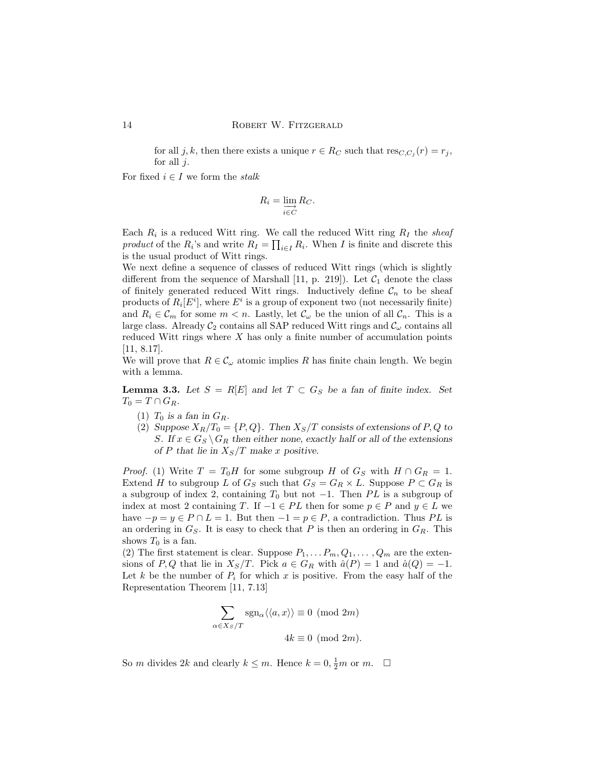for all $j, k$, then there exists a unique $r \in R_C$ such that $\text{res}_{C,C_j}(r) = r_j$, for all $j$.

For fixed $i \in I$ we form the *stalk*

$$R_i = \varinjlim_{i \in C} R_C.$$

Each $R_i$ is a reduced Witt ring. We call the reduced Witt ring $R_I$ the *sheaf product* of the $R_i$'s and write $R_I = \prod_{i \in I} R_i$. When $I$ is finite and discrete this is the usual product of Witt rings.

We next define a sequence of classes of reduced Witt rings (which is slightly different from the sequence of Marshall [11, p. 219]). Let $\mathcal{C}_1$ denote the class of finitely generated reduced Witt rings. Inductively define $\mathcal{C}_n$ to be sheaf products of $R_i[E^i]$, where $E^i$ is a group of exponent two (not necessarily finite) and $R_i \in \mathcal{C}_m$ for some $m < n$. Lastly, let $\mathcal{C}_\omega$ be the union of all $\mathcal{C}_n$. This is a large class. Already $\mathcal{C}_2$ contains all SAP reduced Witt rings and $\mathcal{C}_\omega$ contains all reduced Witt rings where $X$ has only a finite number of accumulation points [11, 8.17].

We will prove that $R \in \mathcal{C}_\omega$ atomic implies $R$ has finite chain length. We begin with a lemma.

**Lemma 3.3.** *Let $S = R[E]$ and let $T \subset G_S$ be a fan of finite index. Set $T_0 = T \cap G_R$.*

1. *$T_0$ is a fan in $G_R$.*
2. *Suppose $X_R/T_0 = \{P, Q\}$. Then $X_S/T$ consists of extensions of $P, Q$ to $S$. If $x \in G_S \setminus G_R$ then either none, exactly half or all of the extensions of $P$ that lie in $X_S/T$ make $x$ positive.*

*Proof.* (1) Write $T = T_0 H$ for some subgroup $H$ of $G_S$ with $H \cap G_R = 1$. Extend $H$ to subgroup $L$ of $G_S$ such that $G_S = G_R \times L$. Suppose $P \subset G_R$ is a subgroup of index 2, containing $T_0$ but not $-1$. Then $PL$ is a subgroup of index at most 2 containing $T$. If $-1 \in PL$ then for some $p \in P$ and $y \in L$ we have $-p = y \in P \cap L = 1$. But then $-1 = p \in P$, a contradiction. Thus $PL$ is an ordering in $G_S$. It is easy to check that $P$ is then an ordering in $G_R$. This shows $T_0$ is a fan.

(2) The first statement is clear. Suppose $P_1, \dots P_m, Q_1, \dots, Q_m$ are the extensions of $P, Q$ that lie in $X_S/T$. Pick $a \in G_R$ with $\hat{a}(P) = 1$ and $\hat{a}(Q) = -1$. Let $k$ be the number of $P_i$ for which $x$ is positive. From the easy half of the Representation Theorem [11, 7.13]

$$\sum_{\alpha \in X_S/T} \text{sgn}_\alpha \langle\langle a, x \rangle\rangle \equiv 0 \pmod{2m}$$

$$4k \equiv 0 \pmod{2m}.$$

So $m$ divides $2k$ and clearly $k \le m$. Hence $k = 0, \frac{1}{2}m$ or $m$. $\square$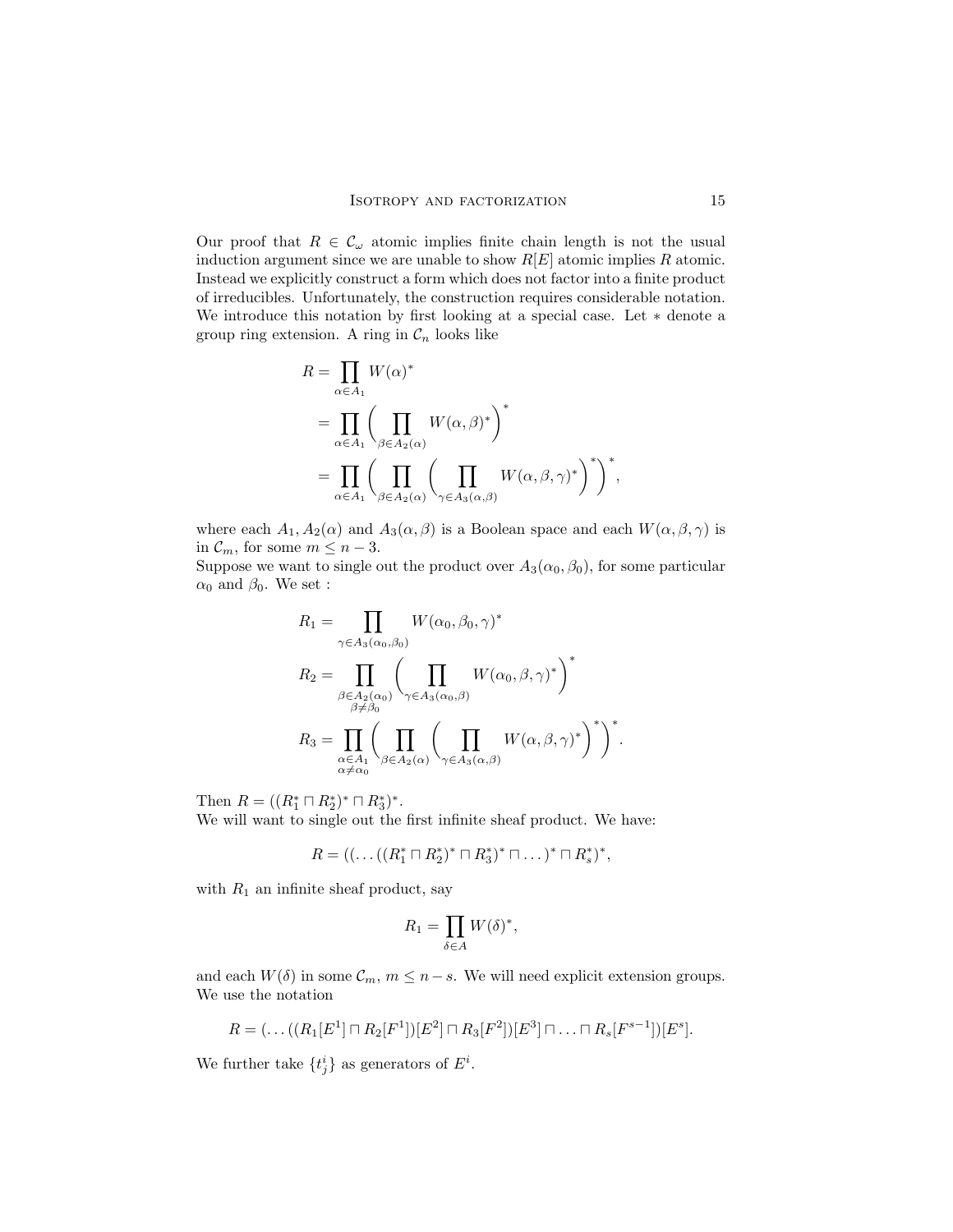Our proof that $R \in \mathcal{C}_\omega$ atomic implies finite chain length is not the usual induction argument since we are unable to show $R[E]$ atomic implies $R$ atomic. Instead we explicitly construct a form which does not factor into a finite product of irreducibles. Unfortunately, the construction requires considerable notation. We introduce this notation by first looking at a special case. Let $*$ denote a group ring extension. A ring in $\mathcal{C}_n$ looks like

$$
\begin{aligned}
R &= \prod_{\alpha \in A_1} W(\alpha)^* \\
&= \prod_{\alpha \in A_1} \Big( \prod_{\beta \in A_2(\alpha)} W(\alpha, \beta)^* \Big)^* \\
&= \prod_{\alpha \in A_1} \Big( \prod_{\beta \in A_2(\alpha)} \Big( \prod_{\gamma \in A_3(\alpha,\beta)} W(\alpha, \beta, \gamma)^* \Big)^* \Big)^*,
\end{aligned}
$$

where each $A_1, A_2(\alpha)$ and $A_3(\alpha, \beta)$ is a Boolean space and each $W(\alpha, \beta, \gamma)$ is in $\mathcal{C}_m$, for some $m \leq n - 3$.

Suppose we want to single out the product over $A_3(\alpha_0, \beta_0)$, for some particular $\alpha_0$ and $\beta_0$. We set :

$$
\begin{aligned}
R_1 &= \prod_{\gamma \in A_3(\alpha_0,\beta_0)} W(\alpha_0, \beta_0, \gamma)^* \\
R_2 &= \prod_{\substack{\beta \in A_2(\alpha_0) \\ \beta \neq \beta_0}} \Big( \prod_{\gamma \in A_3(\alpha_0,\beta)} W(\alpha_0, \beta, \gamma)^* \Big)^* \\
R_3 &= \prod_{\substack{\alpha \in A_1 \\ \alpha \neq \alpha_0}} \Big( \prod_{\beta \in A_2(\alpha)} \Big( \prod_{\gamma \in A_3(\alpha,\beta)} W(\alpha, \beta, \gamma)^* \Big)^* \Big)^*.
\end{aligned}
$$

Then $R = ((R_1^* \sqcap R_2^*)^* \sqcap R_3^*)^*$.

We will want to single out the first infinite sheaf product. We have:

$$
R = ((\ldots((R_1^* \sqcap R_2^*)^* \sqcap R_3^*)^* \sqcap \ldots)^* \sqcap R_s^*)^*,
$$

with $R_1$ an infinite sheaf product, say

$$
R_1 = \prod_{\delta \in A} W(\delta)^*,
$$

and each $W(\delta)$ in some $\mathcal{C}_m$, $m \leq n - s$. We will need explicit extension groups. We use the notation

$$
R = (\ldots((R_1[E^1] \sqcap R_2[F^1])[E^2] \sqcap R_3[F^2])[E^3] \sqcap \ldots \sqcap R_s[F^{s-1}])[E^s].
$$

We further take $\{t^i_j\}$ as generators of $E^i$.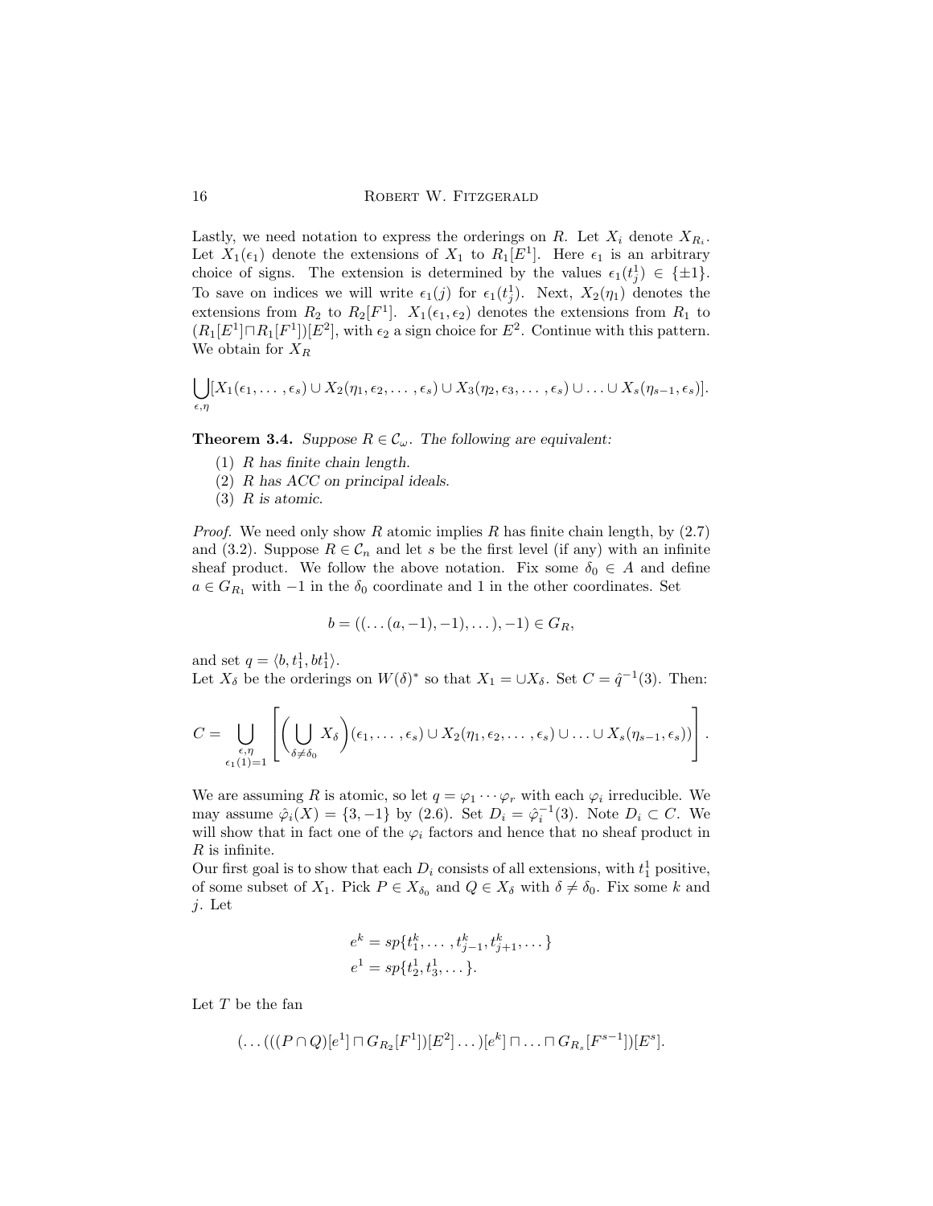Lastly, we need notation to express the orderings on $R$. Let $X_i$ denote $X_{R_i}$. Let $X_1(\epsilon_1)$ denote the extensions of $X_1$ to $R_1[E^1]$. Here $\epsilon_1$ is an arbitrary choice of signs. The extension is determined by the values $\epsilon_1(t^1_j) \in \{\pm 1\}$. To save on indices we will write $\epsilon_1(j)$ for $\epsilon_1(t^1_j)$. Next, $X_2(\eta_1)$ denotes the extensions from $R_2$ to $R_2[F^1]$. $X_1(\epsilon_1, \epsilon_2)$ denotes the extensions from $R_1$ to $(R_1[E^1] \sqcap R_1[F^1])[E^2]$, with $\epsilon_2$ a sign choice for $E^2$. Continue with this pattern. We obtain for $X_R$

$$\bigcup_{\epsilon,\eta}[X_1(\epsilon_1,\dots,\epsilon_s) \cup X_2(\eta_1,\epsilon_2,\dots,\epsilon_s) \cup X_3(\eta_2,\epsilon_3,\dots,\epsilon_s) \cup \dots \cup X_s(\eta_{s-1},\epsilon_s)].$$

**Theorem 3.4.** *Suppose $R \in \mathcal{C}_\omega$. The following are equivalent:*

1. *$R$ has finite chain length.*
2. *$R$ has ACC on principal ideals.*
3. *$R$ is atomic.*

*Proof.* We need only show $R$ atomic implies $R$ has finite chain length, by (2.7) and (3.2). Suppose $R \in \mathcal{C}_n$ and let $s$ be the first level (if any) with an infinite sheaf product. We follow the above notation. Fix some $\delta_0 \in A$ and define $a \in G_{R_1}$ with $-1$ in the $\delta_0$ coordinate and 1 in the other coordinates. Set

$$b = ((\dots(a,-1),-1),\dots),-1) \in G_R,$$

and set $q = \langle b, t^1_1, bt^1_1\rangle$.
Let $X_\delta$ be the orderings on $W(\delta)^*$ so that $X_1 = \cup X_\delta$. Set $C = \hat{q}^{-1}(3)$. Then:

$$C = \bigcup_{\substack{\epsilon,\eta \\ \epsilon_1(1)=1}} \left[ \left( \bigcup_{\delta \neq \delta_0} X_\delta \right)(\epsilon_1,\dots,\epsilon_s) \cup X_2(\eta_1,\epsilon_2,\dots,\epsilon_s) \cup \dots \cup X_s(\eta_{s-1},\epsilon_s)) \right].$$

We are assuming $R$ is atomic, so let $q = \varphi_1 \cdots \varphi_r$ with each $\varphi_i$ irreducible. We may assume $\hat{\varphi}_i(X) = \{3,-1\}$ by (2.6). Set $D_i = \hat{\varphi}_i^{-1}(3)$. Note $D_i \subset C$. We will show that in fact one of the $\varphi_i$ factors and hence that no sheaf product in $R$ is infinite.
Our first goal is to show that each $D_i$ consists of all extensions, with $t^1_1$ positive, of some subset of $X_1$. Pick $P \in X_{\delta_0}$ and $Q \in X_\delta$ with $\delta \neq \delta_0$. Fix some $k$ and $j$. Let

$$e^k = sp\{t^k_1,\dots,t^k_{j-1},t^k_{j+1},\dots\}$$
$$e^1 = sp\{t^1_2,t^1_3,\dots\}.$$

Let $T$ be the fan

$$(\dots(((P \cap Q)[e^1] \sqcap G_{R_2}[F^1])[E^2]\dots)[e^k] \sqcap \dots \sqcap G_{R_s}[F^{s-1}])[E^s].$$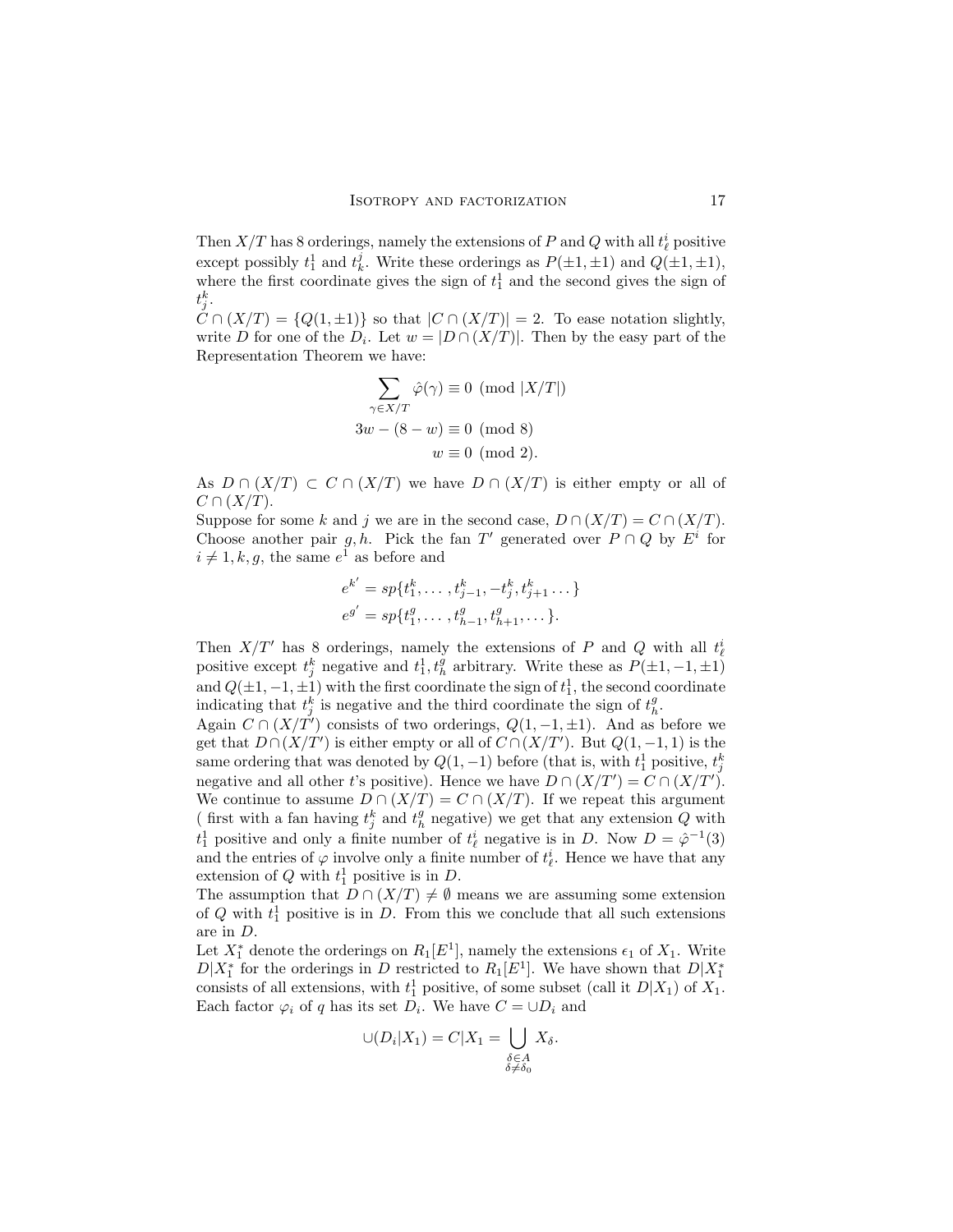Then $X/T$ has 8 orderings, namely the extensions of $P$ and $Q$ with all $t^i_\ell$ positive except possibly $t^1_1$ and $t^j_k$. Write these orderings as $P(\pm 1, \pm 1)$ and $Q(\pm 1, \pm 1)$, where the first coordinate gives the sign of $t^1_1$ and the second gives the sign of $t^k_j$.

$C \cap (X/T) = \{Q(1, \pm 1)\}$ so that $|C \cap (X/T)| = 2$. To ease notation slightly, write $D$ for one of the $D_i$. Let $w = |D \cap (X/T)|$. Then by the easy part of the Representation Theorem we have:

$$\sum_{\gamma \in X/T} \hat{\varphi}(\gamma) \equiv 0 \pmod{|X/T|}$$

$$3w - (8 - w) \equiv 0 \pmod 8$$

$$w \equiv 0 \pmod 2.$$

As $D \cap (X/T) \subset C \cap (X/T)$ we have $D \cap (X/T)$ is either empty or all of $C \cap (X/T)$.

Suppose for some $k$ and $j$ we are in the second case, $D \cap (X/T) = C \cap (X/T)$. Choose another pair $g, h$. Pick the fan $T'$ generated over $P \cap Q$ by $E^i$ for $i \neq 1, k, g$, the same $e^1$ as before and

$$e^{k'} = sp\{t^k_1, \ldots, t^k_{j-1}, -t^k_j, t^k_{j+1} \ldots\}$$

$$e^{g'} = sp\{t^g_1, \ldots, t^g_{h-1}, t^g_{h+1}, \ldots\}.$$

Then $X/T'$ has 8 orderings, namely the extensions of $P$ and $Q$ with all $t^i_\ell$ positive except $t^k_j$ negative and $t^1_1, t^g_h$ arbitrary. Write these as $P(\pm 1, -1, \pm 1)$ and $Q(\pm 1, -1, \pm 1)$ with the first coordinate the sign of $t^1_1$, the second coordinate indicating that $t^k_j$ is negative and the third coordinate the sign of $t^g_h$.

Again $C \cap (X/T')$ consists of two orderings, $Q(1, -1, \pm 1)$. And as before we get that $D \cap (X/T')$ is either empty or all of $C \cap (X/T')$. But $Q(1, -1, 1)$ is the same ordering that was denoted by $Q(1, -1)$ before (that is, with $t^1_1$ positive, $t^k_j$ negative and all other $t$'s positive). Hence we have $D \cap (X/T') = C \cap (X/T')$.

We continue to assume $D \cap (X/T) = C \cap (X/T)$. If we repeat this argument ( first with a fan having $t^k_j$ and $t^g_h$ negative) we get that any extension $Q$ with $t^1_1$ positive and only a finite number of $t^i_\ell$ negative is in $D$. Now $D = \hat{\varphi}^{-1}(3)$ and the entries of $\varphi$ involve only a finite number of $t^i_\ell$. Hence we have that any extension of $Q$ with $t^1_1$ positive is in $D$.

The assumption that $D \cap (X/T) \neq \emptyset$ means we are assuming some extension of $Q$ with $t^1_1$ positive is in $D$. From this we conclude that all such extensions are in $D$.

Let $X^*_1$ denote the orderings on $R_1[E^1]$, namely the extensions $\epsilon_1$ of $X_1$. Write $D|X^*_1$ for the orderings in $D$ restricted to $R_1[E^1]$. We have shown that $D|X^*_1$ consists of all extensions, with $t^1_1$ positive, of some subset (call it $D|X_1$) of $X_1$. Each factor $\varphi_i$ of $q$ has its set $D_i$. We have $C = \cup D_i$ and

$$\cup(D_i|X_1) = C|X_1 = \bigcup_{\substack{\delta \in A \\ \delta \neq \delta_0}} X_\delta.$$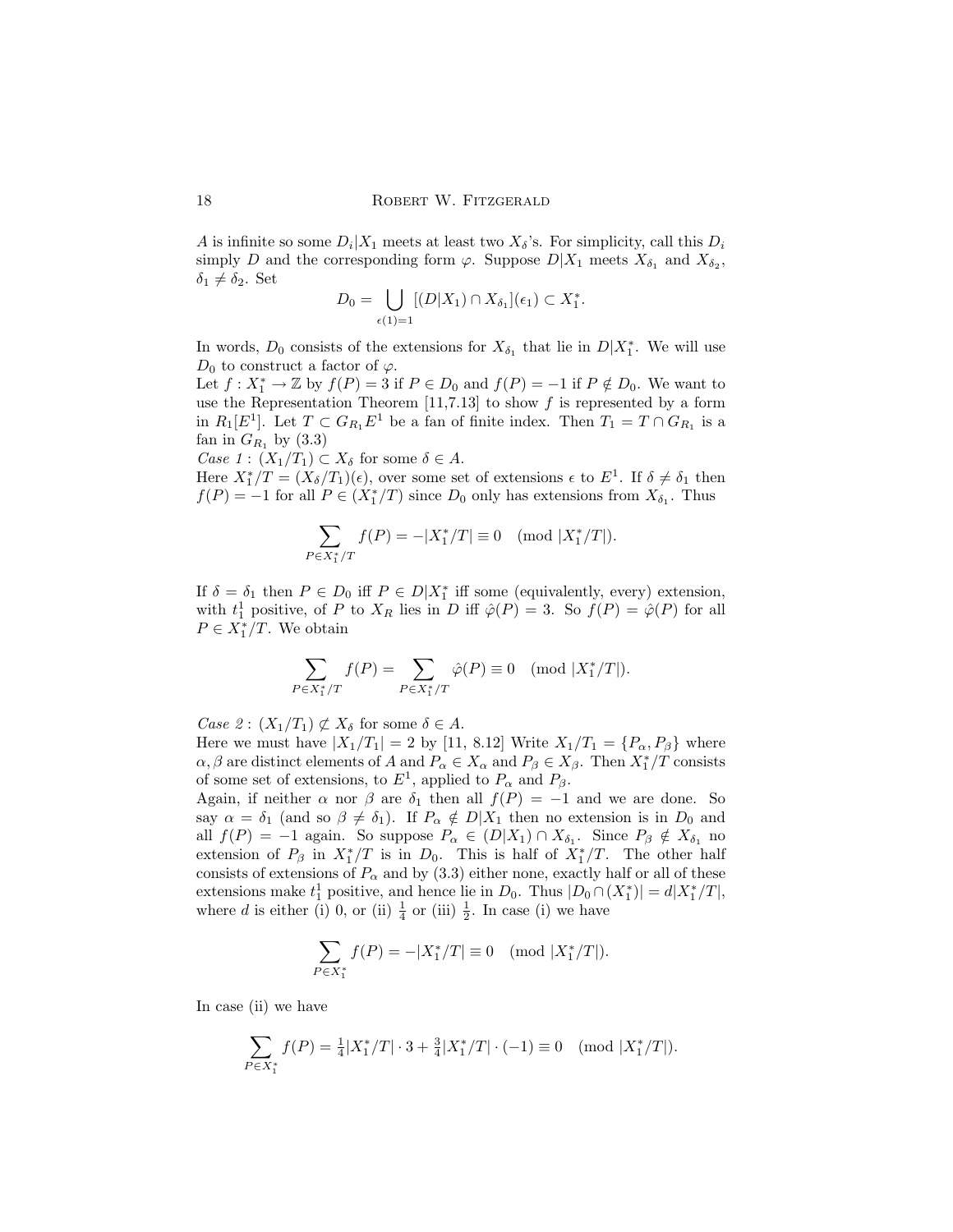$A$ is infinite so some $D_i|X_1$ meets at least two $X_\delta$'s. For simplicity, call this $D_i$ simply $D$ and the corresponding form $\varphi$. Suppose $D|X_1$ meets $X_{\delta_1}$ and $X_{\delta_2}$, $\delta_1 \neq \delta_2$. Set

$$D_0 = \bigcup_{\epsilon(1)=1} [(D|X_1) \cap X_{\delta_1}](\epsilon_1) \subset X_1^*.$$

In words, $D_0$ consists of the extensions for $X_{\delta_1}$ that lie in $D|X_1^*$. We will use $D_0$ to construct a factor of $\varphi$.

Let $f : X_1^* \to \mathbb{Z}$ by $f(P) = 3$ if $P \in D_0$ and $f(P) = -1$ if $P \notin D_0$. We want to use the Representation Theorem [11,7.13] to show $f$ is represented by a form in $R_1[E^1]$. Let $T \subset G_{R_1}E^1$ be a fan of finite index. Then $T_1 = T \cap G_{R_1}$ is a fan in $G_{R_1}$ by (3.3)

*Case 1* : $(X_1/T_1) \subset X_\delta$ for some $\delta \in A$.

Here $X_1^*/T = (X_\delta/T_1)(\epsilon)$, over some set of extensions $\epsilon$ to $E^1$. If $\delta \neq \delta_1$ then $f(P) = -1$ for all $P \in (X_1^*/T)$ since $D_0$ only has extensions from $X_{\delta_1}$. Thus

$$\sum_{P \in X_1^*/T} f(P) = -|X_1^*/T| \equiv 0 \pmod{|X_1^*/T|}.$$

If $\delta = \delta_1$ then $P \in D_0$ iff $P \in D|X_1^*$ iff some (equivalently, every) extension, with $t_1^1$ positive, of $P$ to $X_R$ lies in $D$ iff $\hat{\varphi}(P) = 3$. So $f(P) = \hat{\varphi}(P)$ for all $P \in X_1^*/T$. We obtain

$$\sum_{P \in X_1^*/T} f(P) = \sum_{P \in X_1^*/T} \hat{\varphi}(P) \equiv 0 \pmod{|X_1^*/T|}.$$

*Case 2* : $(X_1/T_1) \not\subset X_\delta$ for some $\delta \in A$.

Here we must have $|X_1/T_1| = 2$ by [11, 8.12] Write $X_1/T_1 = \{P_\alpha, P_\beta\}$ where $\alpha, \beta$ are distinct elements of $A$ and $P_\alpha \in X_\alpha$ and $P_\beta \in X_\beta$. Then $X_1^*/T$ consists of some set of extensions, to $E^1$, applied to $P_\alpha$ and $P_\beta$.

Again, if neither $\alpha$ nor $\beta$ are $\delta_1$ then all $f(P) = -1$ and we are done. So say $\alpha = \delta_1$ (and so $\beta \neq \delta_1$). If $P_\alpha \notin D|X_1$ then no extension is in $D_0$ and all $f(P) = -1$ again. So suppose $P_\alpha \in (D|X_1) \cap X_{\delta_1}$. Since $P_\beta \notin X_{\delta_1}$ no extension of $P_\beta$ in $X_1^*/T$ is in $D_0$. This is half of $X_1^*/T$. The other half consists of extensions of $P_\alpha$ and by (3.3) either none, exactly half or all of these extensions make $t_1^1$ positive, and hence lie in $D_0$. Thus $|D_0 \cap (X_1^*)| = d|X_1^*/T|$, where $d$ is either (i) 0, or (ii) $\frac{1}{4}$ or (iii) $\frac{1}{2}$. In case (i) we have

$$\sum_{P \in X_1^*} f(P) = -|X_1^*/T| \equiv 0 \pmod{|X_1^*/T|}.$$

In case (ii) we have

$$\sum_{P \in X_1^*} f(P) = \tfrac{1}{4}|X_1^*/T| \cdot 3 + \tfrac{3}{4}|X_1^*/T| \cdot (-1) \equiv 0 \pmod{|X_1^*/T|}.$$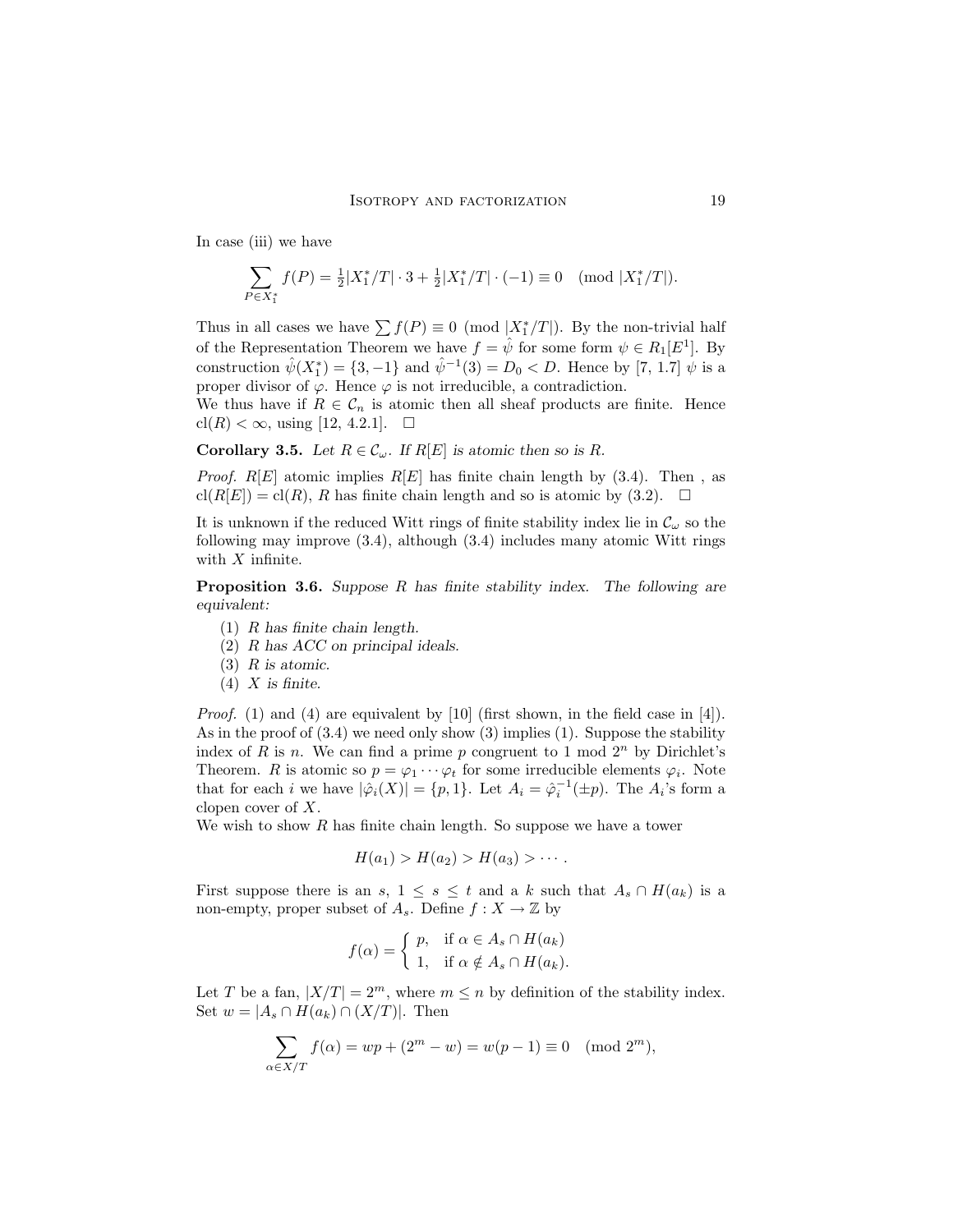In case (iii) we have

$$\sum_{P\in X_1^*} f(P) = \tfrac{1}{2}|X_1^*/T|\cdot 3 + \tfrac{1}{2}|X_1^*/T|\cdot(-1) \equiv 0 \pmod{|X_1^*/T|}.$$

Thus in all cases we have $\sum f(P) \equiv 0 \pmod{|X_1^*/T|}$. By the non-trivial half of the Representation Theorem we have $f = \hat{\psi}$ for some form $\psi \in R_1[E^1]$. By construction $\hat{\psi}(X_1^*) = \{3, -1\}$ and $\hat{\psi}^{-1}(3) = D_0 < D$. Hence by [7, 1.7] $\psi$ is a proper divisor of $\varphi$. Hence $\varphi$ is not irreducible, a contradiction.
We thus have if $R \in \mathcal{C}_n$ is atomic then all sheaf products are finite. Hence $\mathrm{cl}(R) < \infty$, using [12, 4.2.1]. $\square$

**Corollary 3.5.** *Let $R \in \mathcal{C}_\omega$. If $R[E]$ is atomic then so is $R$.*

*Proof.* $R[E]$ atomic implies $R[E]$ has finite chain length by (3.4). Then , as $\mathrm{cl}(R[E]) = \mathrm{cl}(R)$, $R$ has finite chain length and so is atomic by (3.2). $\square$

It is unknown if the reduced Witt rings of finite stability index lie in $\mathcal{C}_\omega$ so the following may improve (3.4), although (3.4) includes many atomic Witt rings with $X$ infinite.

**Proposition 3.6.** *Suppose $R$ has finite stability index. The following are equivalent:*

1. *$R$ has finite chain length.*
2. *$R$ has ACC on principal ideals.*
3. *$R$ is atomic.*
4. *$X$ is finite.*

*Proof.* (1) and (4) are equivalent by [10] (first shown, in the field case in [4]). As in the proof of (3.4) we need only show (3) implies (1). Suppose the stability index of $R$ is $n$. We can find a prime $p$ congruent to 1 mod $2^n$ by Dirichlet's Theorem. $R$ is atomic so $p = \varphi_1 \cdots \varphi_t$ for some irreducible elements $\varphi_i$. Note that for each $i$ we have $|\hat{\varphi}_i(X)| = \{p, 1\}$. Let $A_i = \hat{\varphi}_i^{-1}(\pm p)$. The $A_i$'s form a clopen cover of $X$.
We wish to show $R$ has finite chain length. So suppose we have a tower

$$H(a_1) > H(a_2) > H(a_3) > \cdots.$$

First suppose there is an $s$, $1 \le s \le t$ and a $k$ such that $A_s \cap H(a_k)$ is a non-empty, proper subset of $A_s$. Define $f : X \to \mathbb{Z}$ by

$$f(\alpha) = \begin{cases} p, & \text{if } \alpha \in A_s \cap H(a_k) \\ 1, & \text{if } \alpha \notin A_s \cap H(a_k). \end{cases}$$

Let $T$ be a fan, $|X/T| = 2^m$, where $m \le n$ by definition of the stability index. Set $w = |A_s \cap H(a_k) \cap (X/T)|$. Then

$$\sum_{\alpha\in X/T} f(\alpha) = wp + (2^m - w) = w(p-1) \equiv 0 \pmod{2^m},$$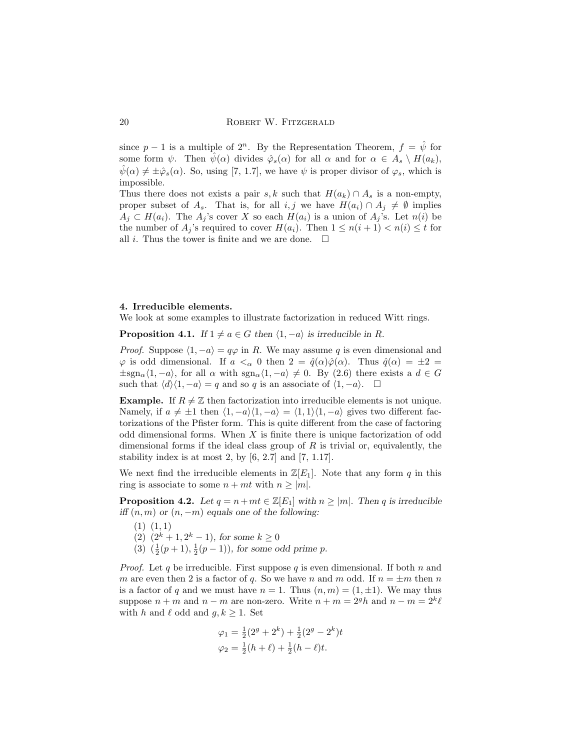since $p-1$ is a multiple of $2^n$. By the Representation Theorem, $f = \hat{\psi}$ for some form $\psi$. Then $\hat{\psi}(\alpha)$ divides $\hat{\varphi}_s(\alpha)$ for all $\alpha$ and for $\alpha \in A_s \setminus H(a_k)$, $\hat{\psi}(\alpha) \neq \pm\hat{\varphi}_s(\alpha)$. So, using [7, 1.7], we have $\psi$ is proper divisor of $\varphi_s$, which is impossible.

Thus there does not exists a pair $s, k$ such that $H(a_k) \cap A_s$ is a non-empty, proper subset of $A_s$. That is, for all $i, j$ we have $H(a_i) \cap A_j \neq \emptyset$ implies $A_j \subset H(a_i)$. The $A_j$'s cover $X$ so each $H(a_i)$ is a union of $A_j$'s. Let $n(i)$ be the number of $A_j$'s required to cover $H(a_i)$. Then $1 \leq n(i+1) < n(i) \leq t$ for all $i$. Thus the tower is finite and we are done. $\square$

## 4. Irreducible elements.

We look at some examples to illustrate factorization in reduced Witt rings.

**Proposition 4.1.** *If $1 \neq a \in G$ then $\langle 1, -a\rangle$ is irreducible in $R$.*

*Proof.* Suppose $\langle 1, -a\rangle = q\varphi$ in $R$. We may assume $q$ is even dimensional and $\varphi$ is odd dimensional. If $a <_\alpha 0$ then $2 = \hat{q}(\alpha)\hat{\varphi}(\alpha)$. Thus $\hat{q}(\alpha) = \pm 2 = \pm\mathrm{sgn}_\alpha\langle 1, -a\rangle$, for all $\alpha$ with $\mathrm{sgn}_\alpha\langle 1, -a\rangle \neq 0$. By (2.6) there exists a $d \in G$ such that $\langle d\rangle\langle 1, -a\rangle = q$ and so $q$ is an associate of $\langle 1, -a\rangle$. $\square$

**Example.** If $R \neq \mathbb{Z}$ then factorization into irreducible elements is not unique. Namely, if $a \neq \pm 1$ then $\langle 1, -a\rangle\langle 1, -a\rangle = \langle 1, 1\rangle\langle 1, -a\rangle$ gives two different factorizations of the Pfister form. This is quite different from the case of factoring odd dimensional forms. When $X$ is finite there is unique factorization of odd dimensional forms if the ideal class group of $R$ is trivial or, equivalently, the stability index is at most 2, by [6, 2.7] and [7, 1.17].

We next find the irreducible elements in $\mathbb{Z}[E_1]$. Note that any form $q$ in this ring is associate to some $n + mt$ with $n \geq |m|$.

**Proposition 4.2.** *Let $q = n + mt \in \mathbb{Z}[E_1]$ with $n \geq |m|$. Then $q$ is irreducible iff $(n, m)$ or $(n, -m)$ equals one of the following:*

1. $(1, 1)$
2. $(2^k + 1, 2^k - 1)$, *for some* $k \geq 0$
3. $(\frac{1}{2}(p+1), \frac{1}{2}(p-1))$, *for some odd prime* $p$.

*Proof.* Let $q$ be irreducible. First suppose $q$ is even dimensional. If both $n$ and $m$ are even then 2 is a factor of $q$. So we have $n$ and $m$ odd. If $n = \pm m$ then $n$ is a factor of $q$ and we must have $n = 1$. Thus $(n, m) = (1, \pm 1)$. We may thus suppose $n + m$ and $n - m$ are non-zero. Write $n + m = 2^g h$ and $n - m = 2^k \ell$ with $h$ and $\ell$ odd and $g, k \geq 1$. Set

$$\varphi_1 = \tfrac{1}{2}(2^g + 2^k) + \tfrac{1}{2}(2^g - 2^k)t$$
$$\varphi_2 = \tfrac{1}{2}(h + \ell) + \tfrac{1}{2}(h - \ell)t.$$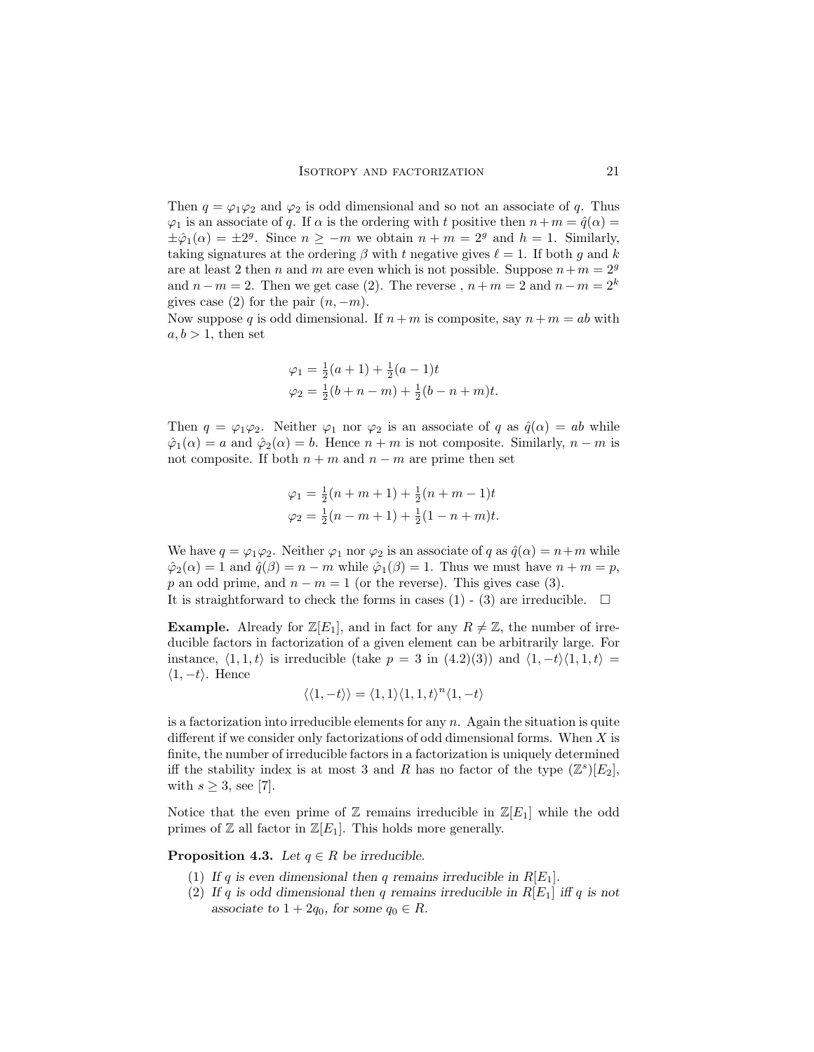Then $q = \varphi_1\varphi_2$ and $\varphi_2$ is odd dimensional and so not an associate of $q$. Thus $\varphi_1$ is an associate of $q$. If $\alpha$ is the ordering with $t$ positive then $n+m = \hat{q}(\alpha) = \pm\hat{\varphi}_1(\alpha) = \pm 2^g$. Since $n \geq -m$ we obtain $n+m = 2^g$ and $h = 1$. Similarly, taking signatures at the ordering $\beta$ with $t$ negative gives $\ell = 1$. If both $g$ and $k$ are at least 2 then $n$ and $m$ are even which is not possible. Suppose $n+m = 2^g$ and $n-m = 2$. Then we get case (2). The reverse , $n+m = 2$ and $n-m = 2^k$ gives case (2) for the pair $(n, -m)$.

Now suppose $q$ is odd dimensional. If $n+m$ is composite, say $n+m = ab$ with $a, b > 1$, then set

$$\begin{aligned}
\varphi_1 &= \tfrac{1}{2}(a+1) + \tfrac{1}{2}(a-1)t \\
\varphi_2 &= \tfrac{1}{2}(b+n-m) + \tfrac{1}{2}(b-n+m)t.
\end{aligned}$$

Then $q = \varphi_1\varphi_2$. Neither $\varphi_1$ nor $\varphi_2$ is an associate of $q$ as $\hat{q}(\alpha) = ab$ while $\hat{\varphi}_1(\alpha) = a$ and $\hat{\varphi}_2(\alpha) = b$. Hence $n+m$ is not composite. Similarly, $n-m$ is not composite. If both $n+m$ and $n-m$ are prime then set

$$\begin{aligned}
\varphi_1 &= \tfrac{1}{2}(n+m+1) + \tfrac{1}{2}(n+m-1)t \\
\varphi_2 &= \tfrac{1}{2}(n-m+1) + \tfrac{1}{2}(1-n+m)t.
\end{aligned}$$

We have $q = \varphi_1\varphi_2$. Neither $\varphi_1$ nor $\varphi_2$ is an associate of $q$ as $\hat{q}(\alpha) = n+m$ while $\hat{\varphi}_2(\alpha) = 1$ and $\hat{q}(\beta) = n-m$ while $\hat{\varphi}_1(\beta) = 1$. Thus we must have $n+m = p$, $p$ an odd prime, and $n-m = 1$ (or the reverse). This gives case (3).

It is straightforward to check the forms in cases (1) - (3) are irreducible. $\square$

**Example.** Already for $\mathbb{Z}[E_1]$, and in fact for any $R \neq \mathbb{Z}$, the number of irreducible factors in factorization of a given element can be arbitrarily large. For instance, $\langle 1, 1, t\rangle$ is irreducible (take $p = 3$ in (4.2)(3)) and $\langle 1, -t\rangle\langle 1, 1, t\rangle = \langle 1, -t\rangle$. Hence

$$\langle\langle 1, -t\rangle\rangle = \langle 1, 1\rangle\langle 1, 1, t\rangle^n\langle 1, -t\rangle$$

is a factorization into irreducible elements for any $n$. Again the situation is quite different if we consider only factorizations of odd dimensional forms. When $X$ is finite, the number of irreducible factors in a factorization is uniquely determined iff the stability index is at most 3 and $R$ has no factor of the type $(\mathbb{Z}^s)[E_2]$, with $s \geq 3$, see [7].

Notice that the even prime of $\mathbb{Z}$ remains irreducible in $\mathbb{Z}[E_1]$ while the odd primes of $\mathbb{Z}$ all factor in $\mathbb{Z}[E_1]$. This holds more generally.

**Proposition 4.3.** *Let $q \in R$ be irreducible.*

1. *If $q$ is even dimensional then $q$ remains irreducible in $R[E_1]$.*
2. *If $q$ is odd dimensional then $q$ remains irreducible in $R[E_1]$ iff $q$ is not associate to $1 + 2q_0$, for some $q_0 \in R$.*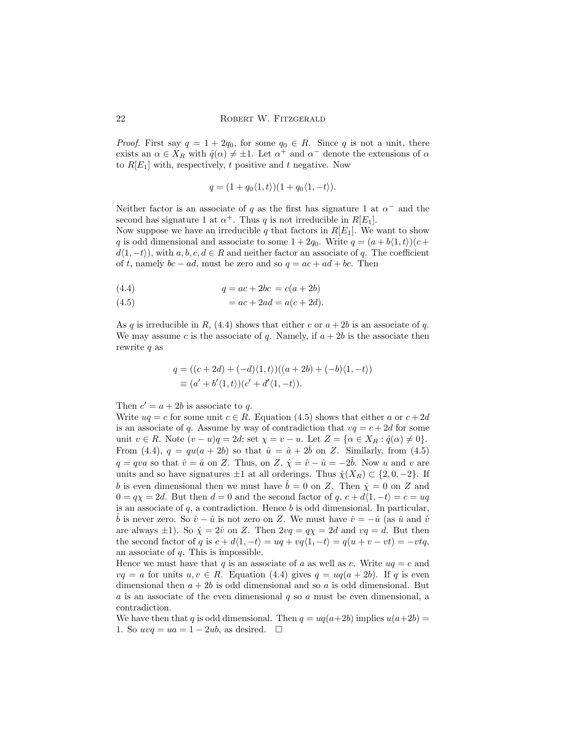*Proof.* First say $q = 1 + 2q_0$, for some $q_0 \in R$. Since $q$ is not a unit, there exists an $\alpha \in X_R$ with $\hat{q}(\alpha) \neq \pm 1$. Let $\alpha^+$ and $\alpha^-$ denote the extensions of $\alpha$ to $R[E_1]$ with, respectively, $t$ positive and $t$ negative. Now

$$q = (1 + q_0\langle 1, t\rangle)(1 + q_0\langle 1, -t\rangle).$$

Neither factor is an associate of $q$ as the first has signature 1 at $\alpha^-$ and the second has signature 1 at $\alpha^+$. Thus $q$ is not irreducible in $R[E_1]$.

Now suppose we have an irreducible $q$ that factors in $R[E_1]$. We want to show $q$ is odd dimensional and associate to some $1 + 2q_0$. Write $q = (a + b\langle 1, t\rangle)(c + d\langle 1, -t\rangle)$, with $a, b, c, d \in R$ and neither factor an associate of $q$. The coefficient of $t$, namely $bc - ad$, must be zero and so $q = ac + ad + bc$. Then

$$q = ac + 2bc = c(a + 2b) \tag{4.4}$$

$$= ac + 2ad = a(c + 2d). \tag{4.5}$$

As $q$ is irreducible in $R$, (4.4) shows that either $c$ or $a + 2b$ is an associate of $q$. We may assume $c$ is the associate of $q$. Namely, if $a + 2b$ is the associate then rewrite $q$ as

$$\begin{aligned} q &= ((c + 2d) + (-d)\langle 1, t\rangle)((a + 2b) + (-b)\langle 1, -t\rangle) \\ &\equiv (a' + b'\langle 1, t\rangle)(c' + d'\langle 1, -t\rangle). \end{aligned}$$

Then $c' = a + 2b$ is associate to $q$.

Write $uq = c$ for some unit $c \in R$. Equation (4.5) shows that either $a$ or $c + 2d$ is an associate of $q$. Assume by way of contradiction that $vq = c + 2d$ for some unit $v \in R$. Note $(v - u)q = 2d$; set $\chi = v - u$. Let $Z = \{\alpha \in X_R : \hat{q}(\alpha) \neq 0\}$. From (4.4), $q = qu(a + 2b)$ so that $\hat{u} = \hat{a} + 2\hat{b}$ on $Z$. Similarly, from (4.5) $q = qva$ so that $\hat{v} = \hat{a}$ on $Z$. Thus, on $Z$, $\hat{\chi} = \hat{v} - \hat{u} = -2\hat{b}$. Now $u$ and $v$ are units and so have signatures $\pm 1$ at all orderings. Thus $\hat{\chi}(X_R) \subset \{2, 0, -2\}$. If $b$ is even dimensional then we must have $\hat{b} = 0$ on $Z$. Then $\hat{\chi} = 0$ on $Z$ and $0 = q\chi = 2d$. But then $d = 0$ and the second factor of $q$, $c + d\langle 1, -t\rangle = c = uq$ is an associate of $q$, a contradiction. Hence $b$ is odd dimensional. In particular, $\hat{b}$ is never zero. So $\hat{v} - \hat{u}$ is not zero on $Z$. We must have $\hat{v} = -\hat{u}$ (as $\hat{u}$ and $\hat{v}$ are always $\pm 1$). So $\hat{\chi} = 2\hat{v}$ on $Z$. Then $2vq = q\chi = 2d$ and $vq = d$. But then the second factor of $q$ is $c + d\langle 1, -t\rangle = uq + vq\langle 1, -t\rangle = q(u + v - vt) = -vtq$, an associate of $q$. This is impossible.

Hence we must have that $q$ is an associate of $a$ as well as $c$. Write $uq = c$ and $vq = a$ for units $u, v \in R$. Equation (4.4) gives $q = uq(a + 2b)$. If $q$ is even dimensional then $a + 2b$ is odd dimensional and so $a$ is odd dimensional. But $a$ is an associate of the even dimensional $q$ so $a$ must be even dimensional, a contradiction.

We have then that $q$ is odd dimensional. Then $q = uq(a+2b)$ implies $u(a+2b) = 1$. So $uvq = ua = 1 - 2ub$, as desired. $\square$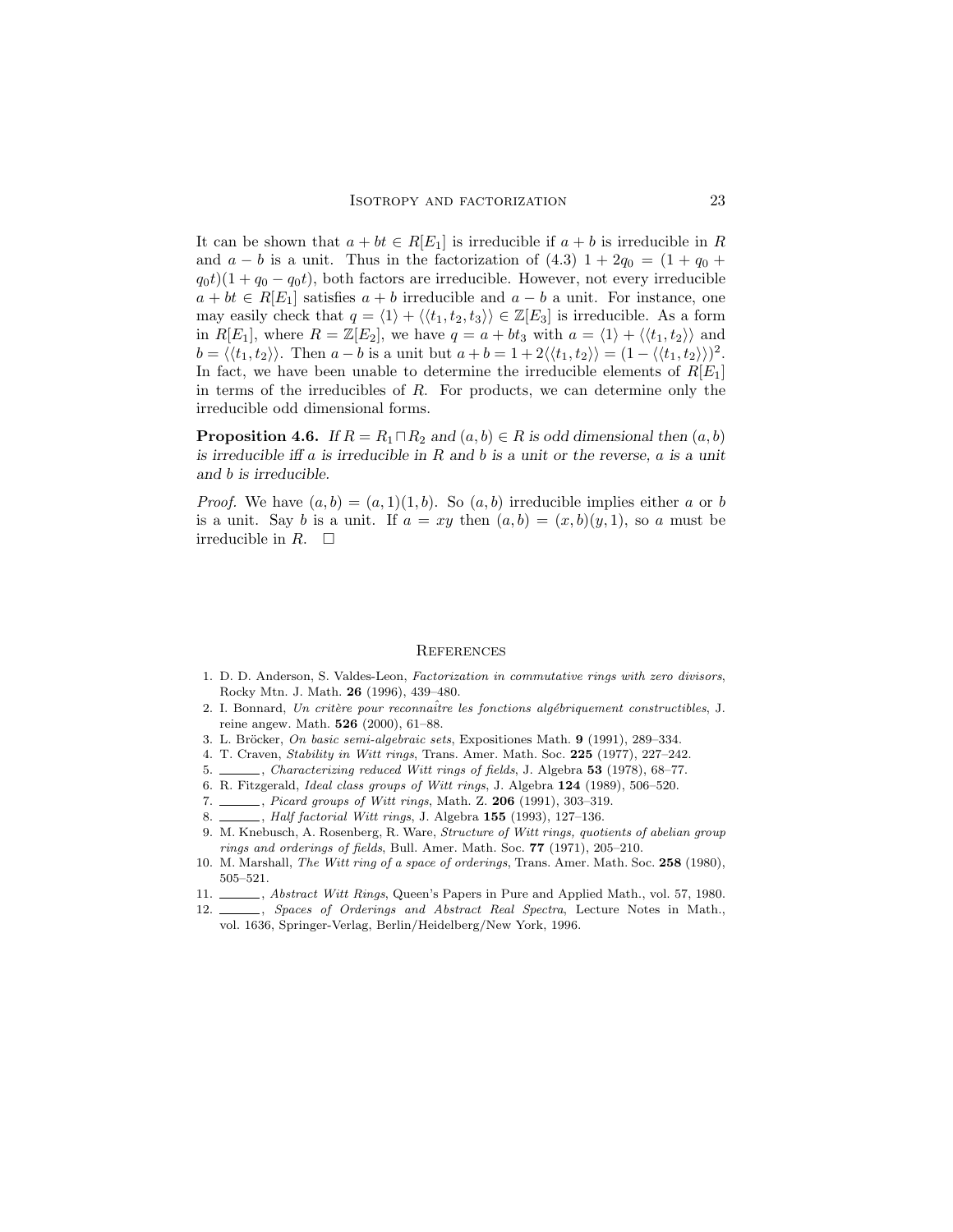It can be shown that $a + bt \in R[E_1]$ is irreducible if $a + b$ is irreducible in $R$ and $a - b$ is a unit. Thus in the factorization of (4.3) $1 + 2q_0 = (1 + q_0 + q_0t)(1 + q_0 - q_0t)$, both factors are irreducible. However, not every irreducible $a + bt \in R[E_1]$ satisfies $a + b$ irreducible and $a - b$ a unit. For instance, one may easily check that $q = \langle 1 \rangle + \langle\langle t_1, t_2, t_3 \rangle\rangle \in \mathbb{Z}[E_3]$ is irreducible. As a form in $R[E_1]$, where $R = \mathbb{Z}[E_2]$, we have $q = a + bt_3$ with $a = \langle 1 \rangle + \langle\langle t_1, t_2 \rangle\rangle$ and $b = \langle\langle t_1, t_2 \rangle\rangle$. Then $a - b$ is a unit but $a + b = 1 + 2\langle\langle t_1, t_2 \rangle\rangle = (1 - \langle\langle t_1, t_2 \rangle\rangle)^2$. In fact, we have been unable to determine the irreducible elements of $R[E_1]$ in terms of the irreducibles of $R$. For products, we can determine only the irreducible odd dimensional forms.

**Proposition 4.6.** *If $R = R_1 \sqcap R_2$ and $(a, b) \in R$ is odd dimensional then $(a, b)$ is irreducible iff $a$ is irreducible in $R$ and $b$ is a unit or the reverse, $a$ is a unit and $b$ is irreducible.*

*Proof.* We have $(a, b) = (a, 1)(1, b)$. So $(a, b)$ irreducible implies either $a$ or $b$ is a unit. Say $b$ is a unit. If $a = xy$ then $(a, b) = (x, b)(y, 1)$, so $a$ must be irreducible in $R$. $\square$

## References

1. D. D. Anderson, S. Valdes-Leon, *Factorization in commutative rings with zero divisors*, Rocky Mtn. J. Math. **26** (1996), 439–480.
2. I. Bonnard, *Un critère pour reconnaître les fonctions algébriquement constructibles*, J. reine angew. Math. **526** (2000), 61–88.
3. L. Bröcker, *On basic semi-algebraic sets*, Expositiones Math. **9** (1991), 289–334.
4. T. Craven, *Stability in Witt rings*, Trans. Amer. Math. Soc. **225** (1977), 227–242.
5. ______, *Characterizing reduced Witt rings of fields*, J. Algebra **53** (1978), 68–77.
6. R. Fitzgerald, *Ideal class groups of Witt rings*, J. Algebra **124** (1989), 506–520.
7. ______, *Picard groups of Witt rings*, Math. Z. **206** (1991), 303–319.
8. ______, *Half factorial Witt rings*, J. Algebra **155** (1993), 127–136.
9. M. Knebusch, A. Rosenberg, R. Ware, *Structure of Witt rings, quotients of abelian group rings and orderings of fields*, Bull. Amer. Math. Soc. **77** (1971), 205–210.
10. M. Marshall, *The Witt ring of a space of orderings*, Trans. Amer. Math. Soc. **258** (1980), 505–521.
11. ______, *Abstract Witt Rings*, Queen's Papers in Pure and Applied Math., vol. 57, 1980.
12. ______, *Spaces of Orderings and Abstract Real Spectra*, Lecture Notes in Math., vol. 1636, Springer-Verlag, Berlin/Heidelberg/New York, 1996.